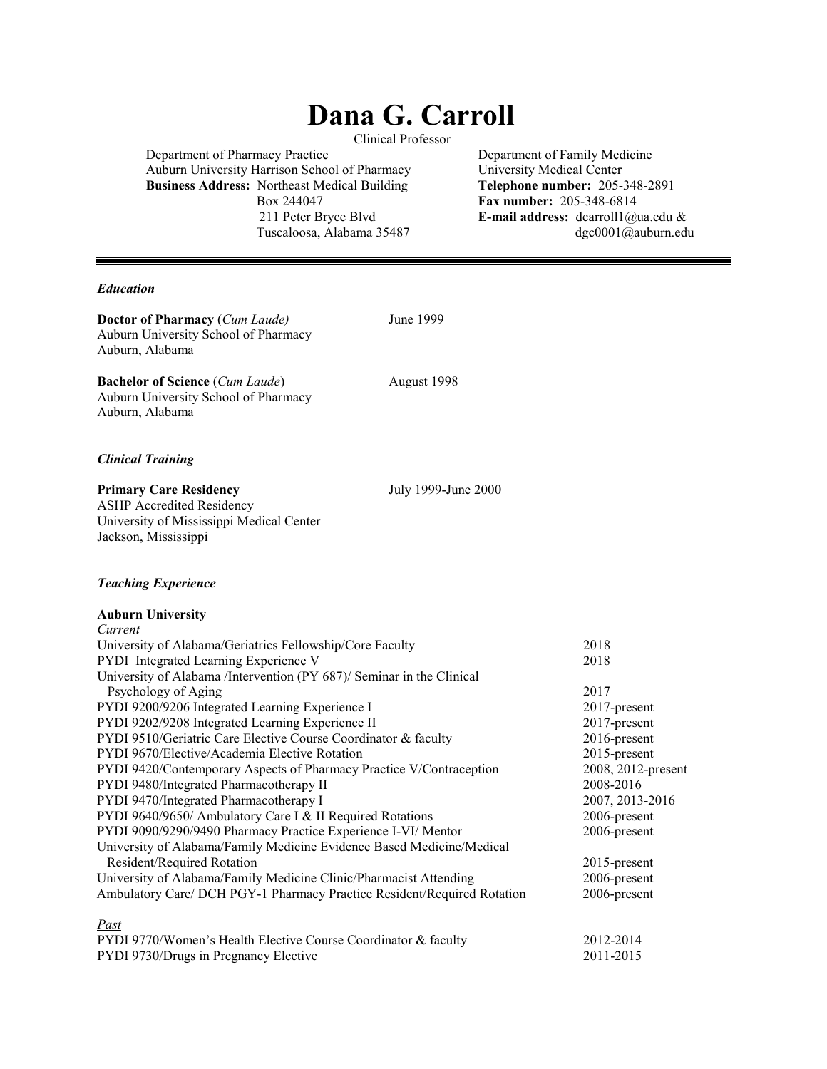# Dana G. Carroll

Clinical Professor

Department of Pharmacy Practice
Auburn University Harrison School of Pharmacy
**Business Address:** Northeast Medical Building
Box 244047
211 Peter Bryce Blvd
Tuscaloosa, Alabama 35487

Department of Family Medicine
University Medical Center
**Telephone number:** 205-348-2891
**Fax number:** 205-348-6814
**E-mail address:** dcarroll1@ua.edu & dgc0001@auburn.edu

---

### *Education*

**Doctor of Pharmacy** (*Cum Laude*) — June 1999
Auburn University School of Pharmacy
Auburn, Alabama

**Bachelor of Science** (*Cum Laude*) — August 1998
Auburn University School of Pharmacy
Auburn, Alabama

### *Clinical Training*

**Primary Care Residency** — July 1999-June 2000
ASHP Accredited Residency
University of Mississippi Medical Center
Jackson, Mississippi

### *Teaching Experience*

**Auburn University**

*Current*

| | |
|---|---|
| University of Alabama/Geriatrics Fellowship/Core Faculty | 2018 |
| PYDI Integrated Learning Experience V | 2018 |
| University of Alabama /Intervention (PY 687)/ Seminar in the Clinical Psychology of Aging | 2017 |
| PYDI 9200/9206 Integrated Learning Experience I | 2017-present |
| PYDI 9202/9208 Integrated Learning Experience II | 2017-present |
| PYDI 9510/Geriatric Care Elective Course Coordinator & faculty | 2016-present |
| PYDI 9670/Elective/Academia Elective Rotation | 2015-present |
| PYDI 9420/Contemporary Aspects of Pharmacy Practice V/Contraception | 2008, 2012-present |
| PYDI 9480/Integrated Pharmacotherapy II | 2008-2016 |
| PYDI 9470/Integrated Pharmacotherapy I | 2007, 2013-2016 |
| PYDI 9640/9650/ Ambulatory Care I & II Required Rotations | 2006-present |
| PYDI 9090/9290/9490 Pharmacy Practice Experience I-VI/ Mentor | 2006-present |
| University of Alabama/Family Medicine Evidence Based Medicine/Medical Resident/Required Rotation | 2015-present |
| University of Alabama/Family Medicine Clinic/Pharmacist Attending | 2006-present |
| Ambulatory Care/ DCH PGY-1 Pharmacy Practice Resident/Required Rotation | 2006-present |

*Past*

| | |
|---|---|
| PYDI 9770/Women's Health Elective Course Coordinator & faculty | 2012-2014 |
| PYDI 9730/Drugs in Pregnancy Elective | 2011-2015 |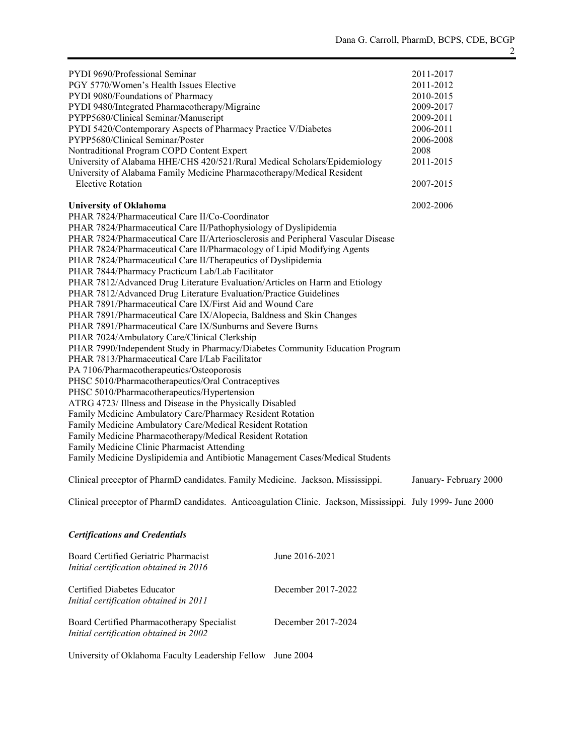| | |
|---|---|
| PYDI 9690/Professional Seminar | 2011-2017 |
| PGY 5770/Women's Health Issues Elective | 2011-2012 |
| PYDI 9080/Foundations of Pharmacy | 2010-2015 |
| PYDI 9480/Integrated Pharmacotherapy/Migraine | 2009-2017 |
| PYPP5680/Clinical Seminar/Manuscript | 2009-2011 |
| PYDI 5420/Contemporary Aspects of Pharmacy Practice V/Diabetes | 2006-2011 |
| PYPP5680/Clinical Seminar/Poster | 2006-2008 |
| Nontraditional Program COPD Content Expert | 2008 |
| University of Alabama HHE/CHS 420/521/Rural Medical Scholars/Epidemiology | 2011-2015 |
| University of Alabama Family Medicine Pharmacotherapy/Medical Resident Elective Rotation | 2007-2015 |

**University of Oklahoma** 2002-2006

PHAR 7824/Pharmaceutical Care II/Co-Coordinator
PHAR 7824/Pharmaceutical Care II/Pathophysiology of Dyslipidemia
PHAR 7824/Pharmaceutical Care II/Arteriosclerosis and Peripheral Vascular Disease
PHAR 7824/Pharmaceutical Care II/Pharmacology of Lipid Modifying Agents
PHAR 7824/Pharmaceutical Care II/Therapeutics of Dyslipidemia
PHAR 7844/Pharmacy Practicum Lab/Lab Facilitator
PHAR 7812/Advanced Drug Literature Evaluation/Articles on Harm and Etiology
PHAR 7812/Advanced Drug Literature Evaluation/Practice Guidelines
PHAR 7891/Pharmaceutical Care IX/First Aid and Wound Care
PHAR 7891/Pharmaceutical Care IX/Alopecia, Baldness and Skin Changes
PHAR 7891/Pharmaceutical Care IX/Sunburns and Severe Burns
PHAR 7024/Ambulatory Care/Clinical Clerkship
PHAR 7990/Independent Study in Pharmacy/Diabetes Community Education Program
PHAR 7813/Pharmaceutical Care I/Lab Facilitator
PA 7106/Pharmacotherapeutics/Osteoporosis
PHSC 5010/Pharmacotherapeutics/Oral Contraceptives
PHSC 5010/Pharmacotherapeutics/Hypertension
ATRG 4723/ Illness and Disease in the Physically Disabled
Family Medicine Ambulatory Care/Pharmacy Resident Rotation
Family Medicine Ambulatory Care/Medical Resident Rotation
Family Medicine Pharmacotherapy/Medical Resident Rotation
Family Medicine Clinic Pharmacist Attending
Family Medicine Dyslipidemia and Antibiotic Management Cases/Medical Students

Clinical preceptor of PharmD candidates. Family Medicine. Jackson, Mississippi. January- February 2000

Clinical preceptor of PharmD candidates. Anticoagulation Clinic. Jackson, Mississippi. July 1999- June 2000

### ***Certifications and Credentials***

Board Certified Geriatric Pharmacist — June 2016-2021
*Initial certification obtained in 2016*

Certified Diabetes Educator — December 2017-2022
*Initial certification obtained in 2011*

Board Certified Pharmacotherapy Specialist — December 2017-2024
*Initial certification obtained in 2002*

University of Oklahoma Faculty Leadership Fellow — June 2004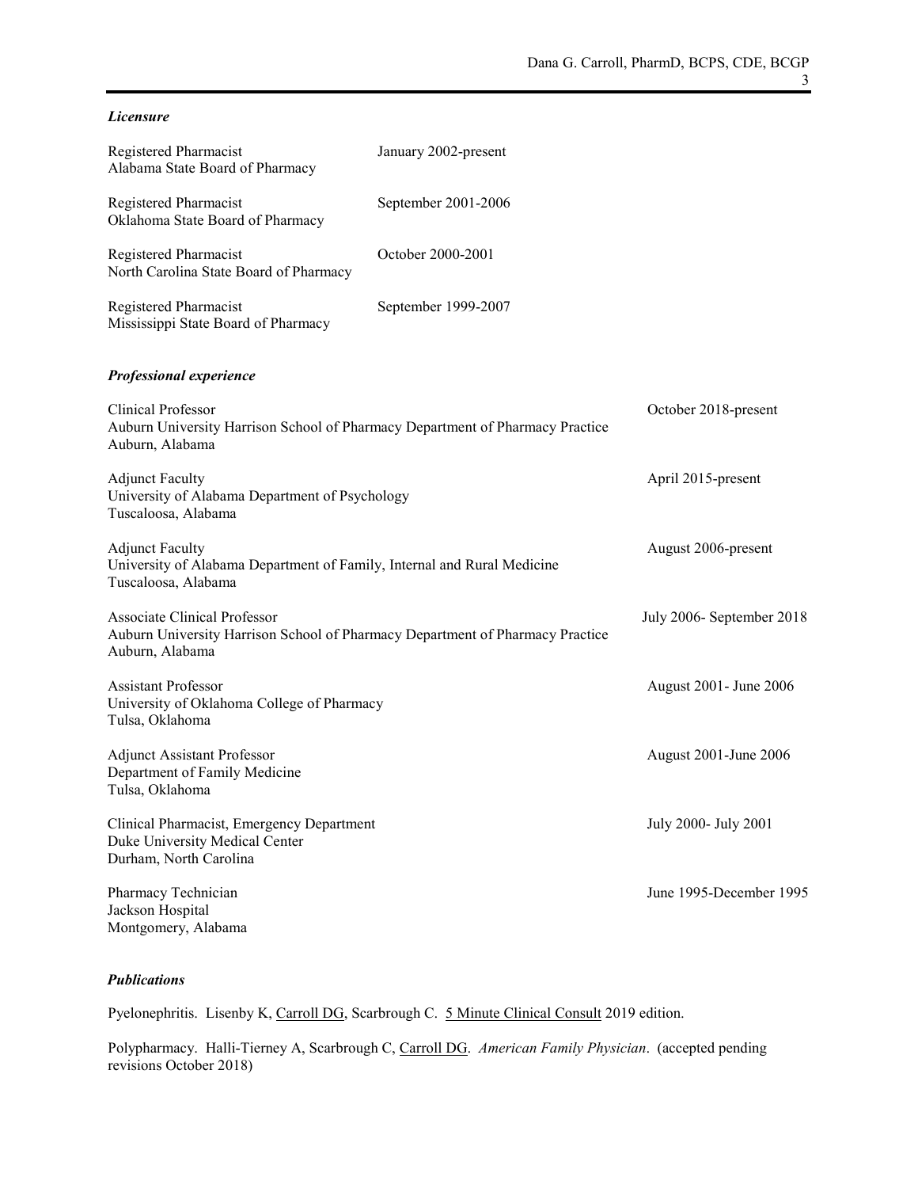### *Licensure*

Registered Pharmacist — January 2002-present
Alabama State Board of Pharmacy

Registered Pharmacist — September 2001-2006
Oklahoma State Board of Pharmacy

Registered Pharmacist — October 2000-2001
North Carolina State Board of Pharmacy

Registered Pharmacist — September 1999-2007
Mississippi State Board of Pharmacy

### *Professional experience*

Clinical Professor — October 2018-present
Auburn University Harrison School of Pharmacy Department of Pharmacy Practice
Auburn, Alabama

Adjunct Faculty — April 2015-present
University of Alabama Department of Psychology
Tuscaloosa, Alabama

Adjunct Faculty — August 2006-present
University of Alabama Department of Family, Internal and Rural Medicine
Tuscaloosa, Alabama

Associate Clinical Professor — July 2006- September 2018
Auburn University Harrison School of Pharmacy Department of Pharmacy Practice
Auburn, Alabama

Assistant Professor — August 2001- June 2006
University of Oklahoma College of Pharmacy
Tulsa, Oklahoma

Adjunct Assistant Professor — August 2001-June 2006
Department of Family Medicine
Tulsa, Oklahoma

Clinical Pharmacist, Emergency Department — July 2000- July 2001
Duke University Medical Center
Durham, North Carolina

Pharmacy Technician — June 1995-December 1995
Jackson Hospital
Montgomery, Alabama

### *Publications*

Pyelonephritis. Lisenby K, Carroll DG, Scarbrough C. 5 Minute Clinical Consult 2019 edition.

Polypharmacy. Halli-Tierney A, Scarbrough C, Carroll DG. *American Family Physician*. (accepted pending revisions October 2018)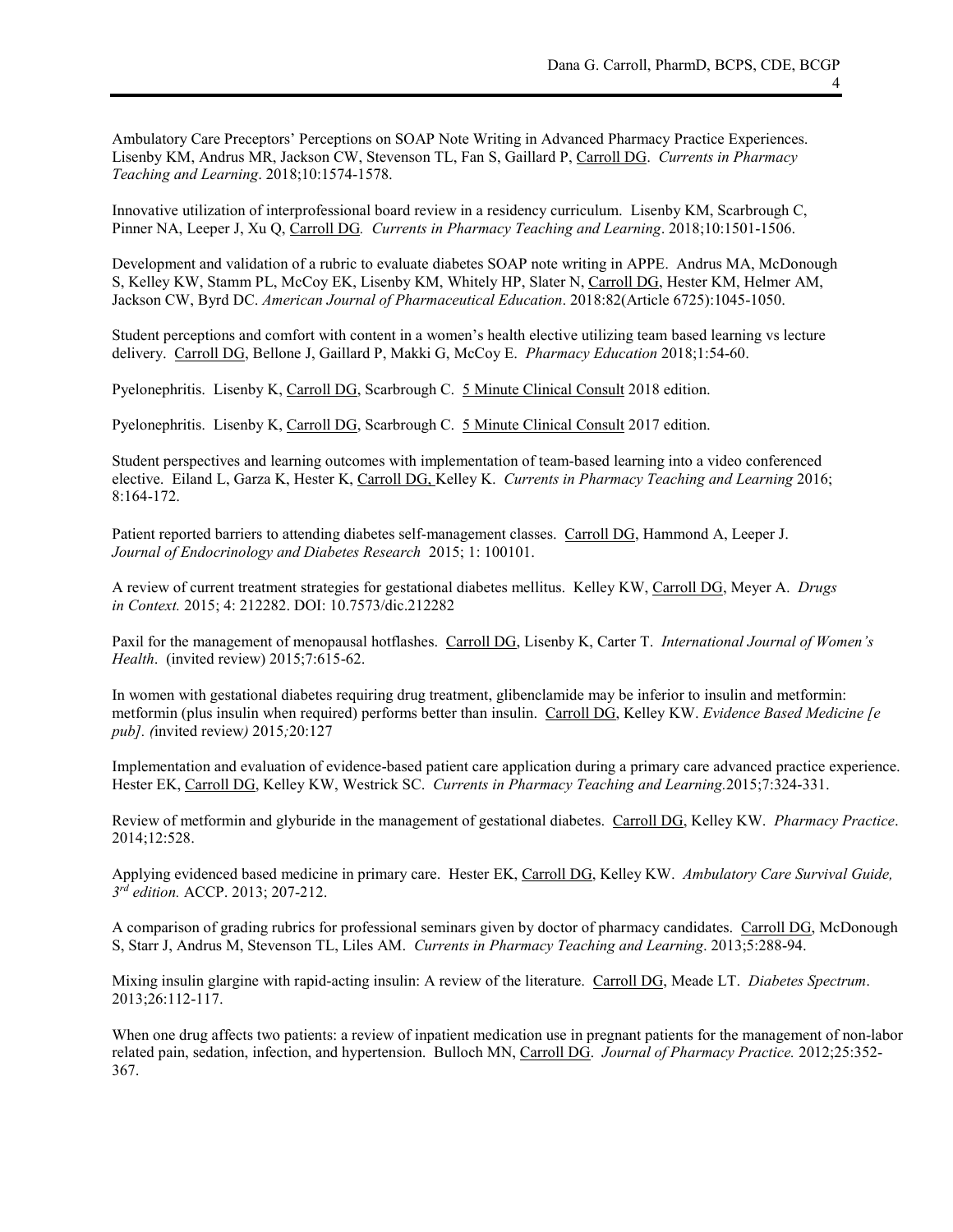Ambulatory Care Preceptors' Perceptions on SOAP Note Writing in Advanced Pharmacy Practice Experiences. Lisenby KM, Andrus MR, Jackson CW, Stevenson TL, Fan S, Gaillard P, Carroll DG. *Currents in Pharmacy Teaching and Learning*. 2018;10:1574-1578.

Innovative utilization of interprofessional board review in a residency curriculum. Lisenby KM, Scarbrough C, Pinner NA, Leeper J, Xu Q, Carroll DG*.* *Currents in Pharmacy Teaching and Learning*. 2018;10:1501-1506.

Development and validation of a rubric to evaluate diabetes SOAP note writing in APPE. Andrus MA, McDonough S, Kelley KW, Stamm PL, McCoy EK, Lisenby KM, Whitely HP, Slater N, Carroll DG, Hester KM, Helmer AM, Jackson CW, Byrd DC. *American Journal of Pharmaceutical Education*. 2018:82(Article 6725):1045-1050.

Student perceptions and comfort with content in a women's health elective utilizing team based learning vs lecture delivery. Carroll DG, Bellone J, Gaillard P, Makki G, McCoy E. *Pharmacy Education* 2018;1:54-60.

Pyelonephritis. Lisenby K, Carroll DG, Scarbrough C. 5 Minute Clinical Consult 2018 edition.

Pyelonephritis. Lisenby K, Carroll DG, Scarbrough C. 5 Minute Clinical Consult 2017 edition.

Student perspectives and learning outcomes with implementation of team-based learning into a video conferenced elective. Eiland L, Garza K, Hester K, Carroll DG, Kelley K. *Currents in Pharmacy Teaching and Learning* 2016; 8:164-172.

Patient reported barriers to attending diabetes self-management classes. Carroll DG, Hammond A, Leeper J. *Journal of Endocrinology and Diabetes Research* 2015; 1: 100101.

A review of current treatment strategies for gestational diabetes mellitus. Kelley KW, Carroll DG, Meyer A. *Drugs in Context.* 2015; 4: 212282. DOI: 10.7573/dic.212282

Paxil for the management of menopausal hotflashes. Carroll DG, Lisenby K, Carter T. *International Journal of Women's Health*. (invited review) 2015;7:615-62.

In women with gestational diabetes requiring drug treatment, glibenclamide may be inferior to insulin and metformin: metformin (plus insulin when required) performs better than insulin. Carroll DG, Kelley KW. *Evidence Based Medicine [e pub]. (*invited review*)* 2015*;*20:127

Implementation and evaluation of evidence-based patient care application during a primary care advanced practice experience. Hester EK, Carroll DG, Kelley KW, Westrick SC. *Currents in Pharmacy Teaching and Learning.*2015;7:324-331.

Review of metformin and glyburide in the management of gestational diabetes. Carroll DG, Kelley KW. *Pharmacy Practice*. 2014;12:528.

Applying evidenced based medicine in primary care. Hester EK, Carroll DG, Kelley KW. *Ambulatory Care Survival Guide, 3rd edition.* ACCP. 2013; 207-212.

A comparison of grading rubrics for professional seminars given by doctor of pharmacy candidates. Carroll DG, McDonough S, Starr J, Andrus M, Stevenson TL, Liles AM. *Currents in Pharmacy Teaching and Learning*. 2013;5:288-94.

Mixing insulin glargine with rapid-acting insulin: A review of the literature. Carroll DG, Meade LT. *Diabetes Spectrum*. 2013;26:112-117.

When one drug affects two patients: a review of inpatient medication use in pregnant patients for the management of non-labor related pain, sedation, infection, and hypertension. Bulloch MN, Carroll DG*.* *Journal of Pharmacy Practice.* 2012;25:352-367.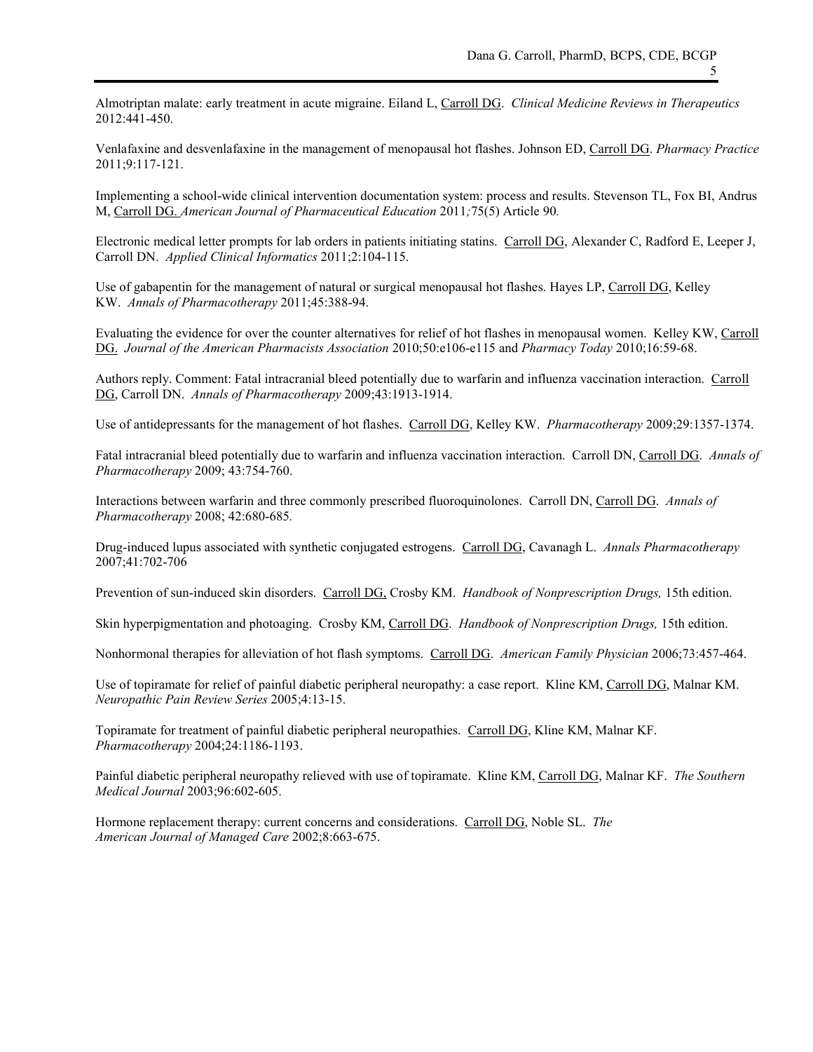Almotriptan malate: early treatment in acute migraine. Eiland L, Carroll DG. *Clinical Medicine Reviews in Therapeutics* 2012:441-450.

Venlafaxine and desvenlafaxine in the management of menopausal hot flashes. Johnson ED, Carroll DG. *Pharmacy Practice* 2011;9:117-121.

Implementing a school-wide clinical intervention documentation system: process and results. Stevenson TL, Fox BI, Andrus M, Carroll DG. *American Journal of Pharmaceutical Education* 2011*;*75(5) Article 90*.*

Electronic medical letter prompts for lab orders in patients initiating statins. Carroll DG, Alexander C, Radford E, Leeper J, Carroll DN. *Applied Clinical Informatics* 2011;2:104-115.

Use of gabapentin for the management of natural or surgical menopausal hot flashes. Hayes LP, Carroll DG, Kelley KW. *Annals of Pharmacotherapy* 2011;45:388-94.

Evaluating the evidence for over the counter alternatives for relief of hot flashes in menopausal women. Kelley KW, Carroll DG. *Journal of the American Pharmacists Association* 2010;50:e106-e115 and *Pharmacy Today* 2010;16:59-68.

Authors reply. Comment: Fatal intracranial bleed potentially due to warfarin and influenza vaccination interaction. Carroll DG, Carroll DN. *Annals of Pharmacotherapy* 2009;43:1913-1914.

Use of antidepressants for the management of hot flashes. Carroll DG, Kelley KW. *Pharmacotherapy* 2009;29:1357-1374.

Fatal intracranial bleed potentially due to warfarin and influenza vaccination interaction. Carroll DN, Carroll DG. *Annals of Pharmacotherapy* 2009; 43:754-760.

Interactions between warfarin and three commonly prescribed fluoroquinolones. Carroll DN, Carroll DG. *Annals of Pharmacotherapy* 2008; 42:680-685*.*

Drug-induced lupus associated with synthetic conjugated estrogens. Carroll DG, Cavanagh L. *Annals Pharmacotherapy* 2007;41:702-706

Prevention of sun-induced skin disorders. Carroll DG, Crosby KM. *Handbook of Nonprescription Drugs,* 15th edition.

Skin hyperpigmentation and photoaging. Crosby KM, Carroll DG. *Handbook of Nonprescription Drugs,* 15th edition.

Nonhormonal therapies for alleviation of hot flash symptoms. Carroll DG. *American Family Physician* 2006;73:457-464.

Use of topiramate for relief of painful diabetic peripheral neuropathy: a case report. Kline KM, Carroll DG, Malnar KM. *Neuropathic Pain Review Series* 2005;4:13-15.

Topiramate for treatment of painful diabetic peripheral neuropathies. Carroll DG, Kline KM, Malnar KF. *Pharmacotherapy* 2004;24:1186-1193.

Painful diabetic peripheral neuropathy relieved with use of topiramate. Kline KM, Carroll DG, Malnar KF. *The Southern Medical Journal* 2003;96:602-605.

Hormone replacement therapy: current concerns and considerations. Carroll DG, Noble SL. *The American Journal of Managed Care* 2002;8:663-675.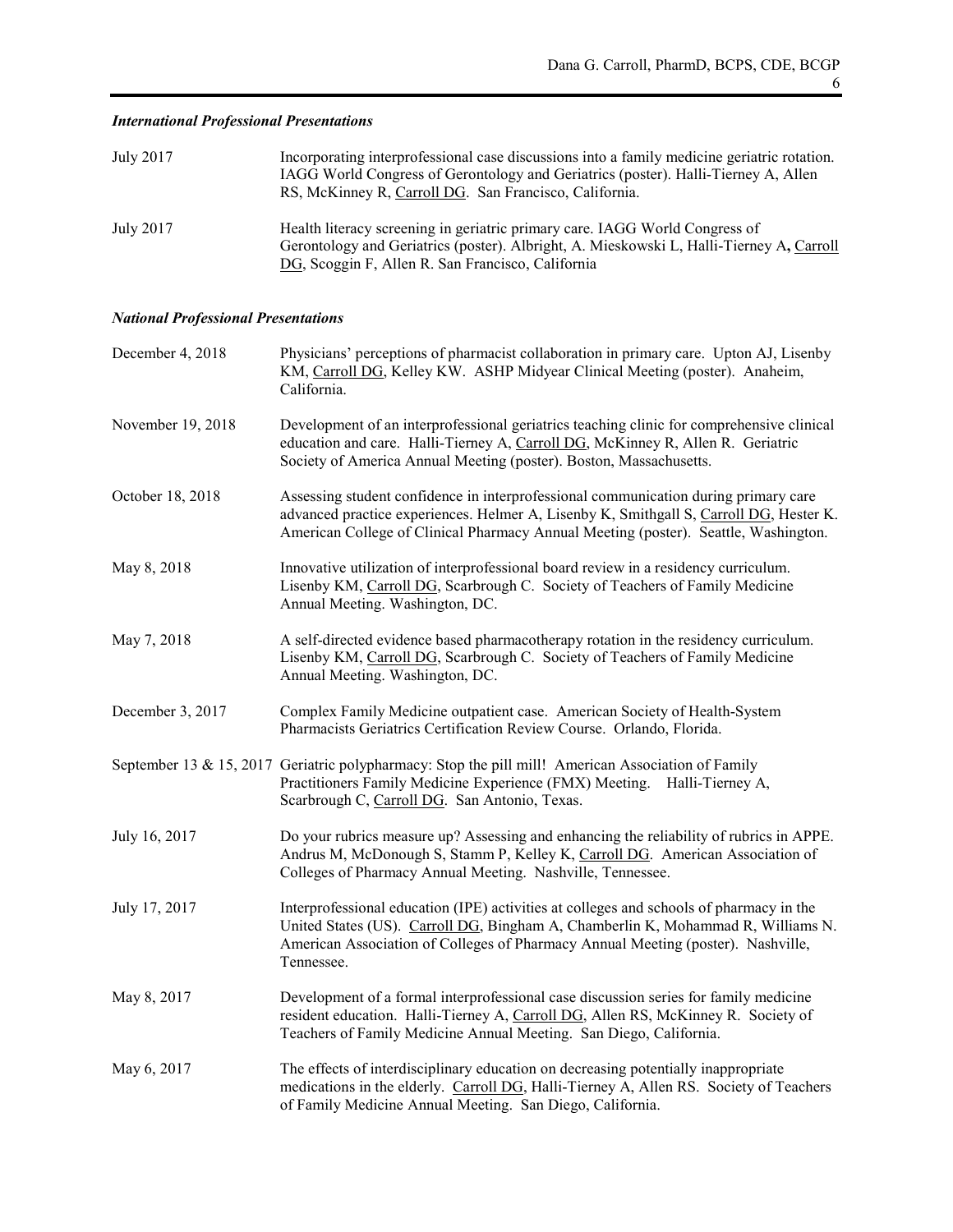### *International Professional Presentations*

| | |
|---|---|
| July 2017 | Incorporating interprofessional case discussions into a family medicine geriatric rotation. IAGG World Congress of Gerontology and Geriatrics (poster). Halli-Tierney A, Allen RS, McKinney R, Carroll DG. San Francisco, California. |
| July 2017 | Health literacy screening in geriatric primary care. IAGG World Congress of Gerontology and Geriatrics (poster). Albright, A. Mieskowski L, Halli-Tierney A, Carroll DG, Scoggin F, Allen R. San Francisco, California |

### *National Professional Presentations*

| | |
|---|---|
| December 4, 2018 | Physicians' perceptions of pharmacist collaboration in primary care. Upton AJ, Lisenby KM, Carroll DG, Kelley KW. ASHP Midyear Clinical Meeting (poster). Anaheim, California. |
| November 19, 2018 | Development of an interprofessional geriatrics teaching clinic for comprehensive clinical education and care. Halli-Tierney A, Carroll DG, McKinney R, Allen R. Geriatric Society of America Annual Meeting (poster). Boston, Massachusetts. |
| October 18, 2018 | Assessing student confidence in interprofessional communication during primary care advanced practice experiences. Helmer A, Lisenby K, Smithgall S, Carroll DG, Hester K. American College of Clinical Pharmacy Annual Meeting (poster). Seattle, Washington. |
| May 8, 2018 | Innovative utilization of interprofessional board review in a residency curriculum. Lisenby KM, Carroll DG, Scarbrough C. Society of Teachers of Family Medicine Annual Meeting. Washington, DC. |
| May 7, 2018 | A self-directed evidence based pharmacotherapy rotation in the residency curriculum. Lisenby KM, Carroll DG, Scarbrough C. Society of Teachers of Family Medicine Annual Meeting. Washington, DC. |
| December 3, 2017 | Complex Family Medicine outpatient case. American Society of Health-System Pharmacists Geriatrics Certification Review Course. Orlando, Florida. |
| September 13 & 15, 2017 | Geriatric polypharmacy: Stop the pill mill! American Association of Family Practitioners Family Medicine Experience (FMX) Meeting. Halli-Tierney A, Scarbrough C, Carroll DG. San Antonio, Texas. |
| July 16, 2017 | Do your rubrics measure up? Assessing and enhancing the reliability of rubrics in APPE. Andrus M, McDonough S, Stamm P, Kelley K, Carroll DG. American Association of Colleges of Pharmacy Annual Meeting. Nashville, Tennessee. |
| July 17, 2017 | Interprofessional education (IPE) activities at colleges and schools of pharmacy in the United States (US). Carroll DG, Bingham A, Chamberlin K, Mohammad R, Williams N. American Association of Colleges of Pharmacy Annual Meeting (poster). Nashville, Tennessee. |
| May 8, 2017 | Development of a formal interprofessional case discussion series for family medicine resident education. Halli-Tierney A, Carroll DG, Allen RS, McKinney R. Society of Teachers of Family Medicine Annual Meeting. San Diego, California. |
| May 6, 2017 | The effects of interdisciplinary education on decreasing potentially inappropriate medications in the elderly. Carroll DG, Halli-Tierney A, Allen RS. Society of Teachers of Family Medicine Annual Meeting. San Diego, California. |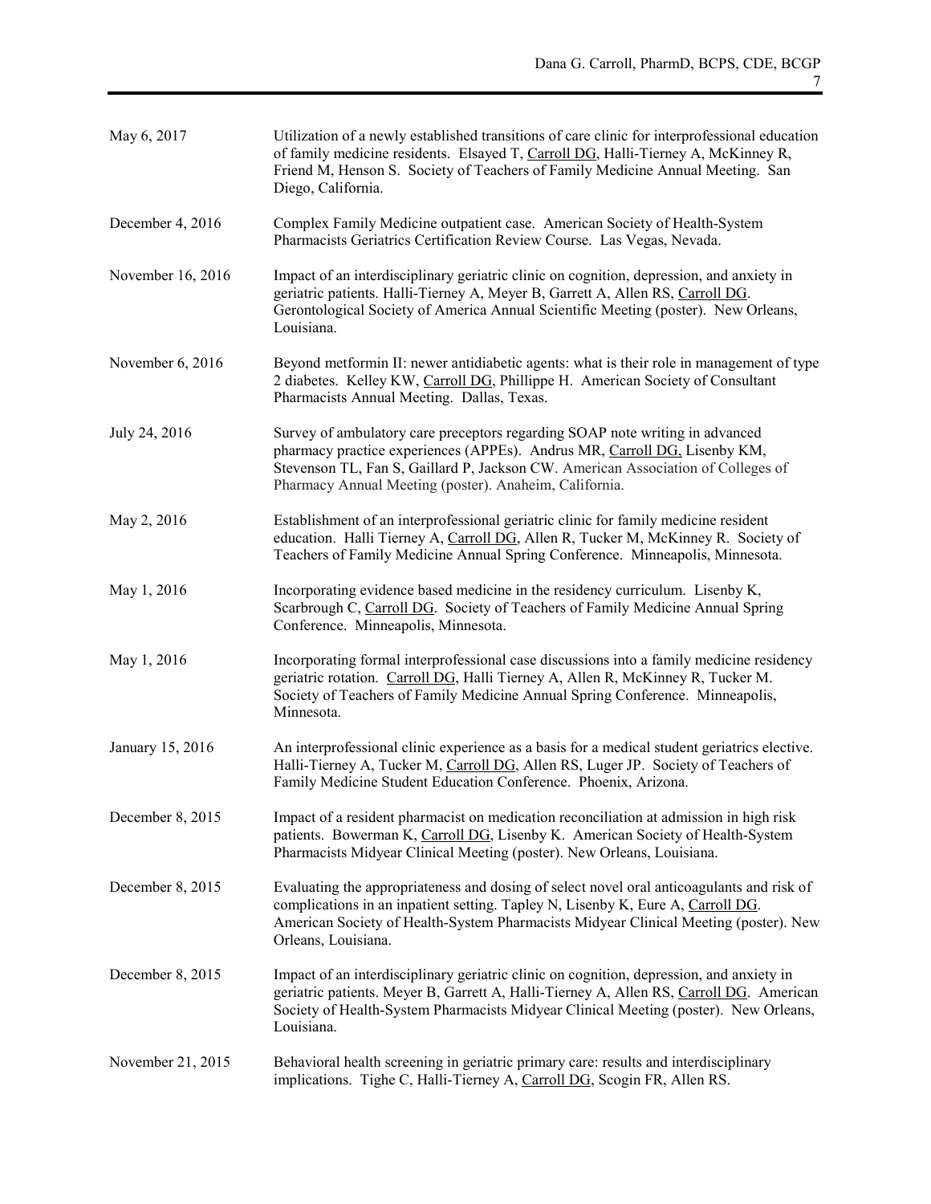| | |
|---|---|
| May 6, 2017 | Utilization of a newly established transitions of care clinic for interprofessional education of family medicine residents. Elsayed T, Carroll DG, Halli-Tierney A, McKinney R, Friend M, Henson S. Society of Teachers of Family Medicine Annual Meeting. San Diego, California. |
| December 4, 2016 | Complex Family Medicine outpatient case. American Society of Health-System Pharmacists Geriatrics Certification Review Course. Las Vegas, Nevada. |
| November 16, 2016 | Impact of an interdisciplinary geriatric clinic on cognition, depression, and anxiety in geriatric patients. Halli-Tierney A, Meyer B, Garrett A, Allen RS, Carroll DG. Gerontological Society of America Annual Scientific Meeting (poster). New Orleans, Louisiana. |
| November 6, 2016 | Beyond metformin II: newer antidiabetic agents: what is their role in management of type 2 diabetes. Kelley KW, Carroll DG, Phillippe H. American Society of Consultant Pharmacists Annual Meeting. Dallas, Texas. |
| July 24, 2016 | Survey of ambulatory care preceptors regarding SOAP note writing in advanced pharmacy practice experiences (APPEs). Andrus MR, Carroll DG, Lisenby KM, Stevenson TL, Fan S, Gaillard P, Jackson CW. American Association of Colleges of Pharmacy Annual Meeting (poster). Anaheim, California. |
| May 2, 2016 | Establishment of an interprofessional geriatric clinic for family medicine resident education. Halli Tierney A, Carroll DG, Allen R, Tucker M, McKinney R. Society of Teachers of Family Medicine Annual Spring Conference. Minneapolis, Minnesota. |
| May 1, 2016 | Incorporating evidence based medicine in the residency curriculum. Lisenby K, Scarbrough C, Carroll DG. Society of Teachers of Family Medicine Annual Spring Conference. Minneapolis, Minnesota. |
| May 1, 2016 | Incorporating formal interprofessional case discussions into a family medicine residency geriatric rotation. Carroll DG, Halli Tierney A, Allen R, McKinney R, Tucker M. Society of Teachers of Family Medicine Annual Spring Conference. Minneapolis, Minnesota. |
| January 15, 2016 | An interprofessional clinic experience as a basis for a medical student geriatrics elective. Halli-Tierney A, Tucker M, Carroll DG, Allen RS, Luger JP. Society of Teachers of Family Medicine Student Education Conference. Phoenix, Arizona. |
| December 8, 2015 | Impact of a resident pharmacist on medication reconciliation at admission in high risk patients. Bowerman K, Carroll DG, Lisenby K. American Society of Health-System Pharmacists Midyear Clinical Meeting (poster). New Orleans, Louisiana. |
| December 8, 2015 | Evaluating the appropriateness and dosing of select novel oral anticoagulants and risk of complications in an inpatient setting. Tapley N, Lisenby K, Eure A, Carroll DG. American Society of Health-System Pharmacists Midyear Clinical Meeting (poster). New Orleans, Louisiana. |
| December 8, 2015 | Impact of an interdisciplinary geriatric clinic on cognition, depression, and anxiety in geriatric patients. Meyer B, Garrett A, Halli-Tierney A, Allen RS, Carroll DG. American Society of Health-System Pharmacists Midyear Clinical Meeting (poster). New Orleans, Louisiana. |
| November 21, 2015 | Behavioral health screening in geriatric primary care: results and interdisciplinary implications. Tighe C, Halli-Tierney A, Carroll DG, Scogin FR, Allen RS. |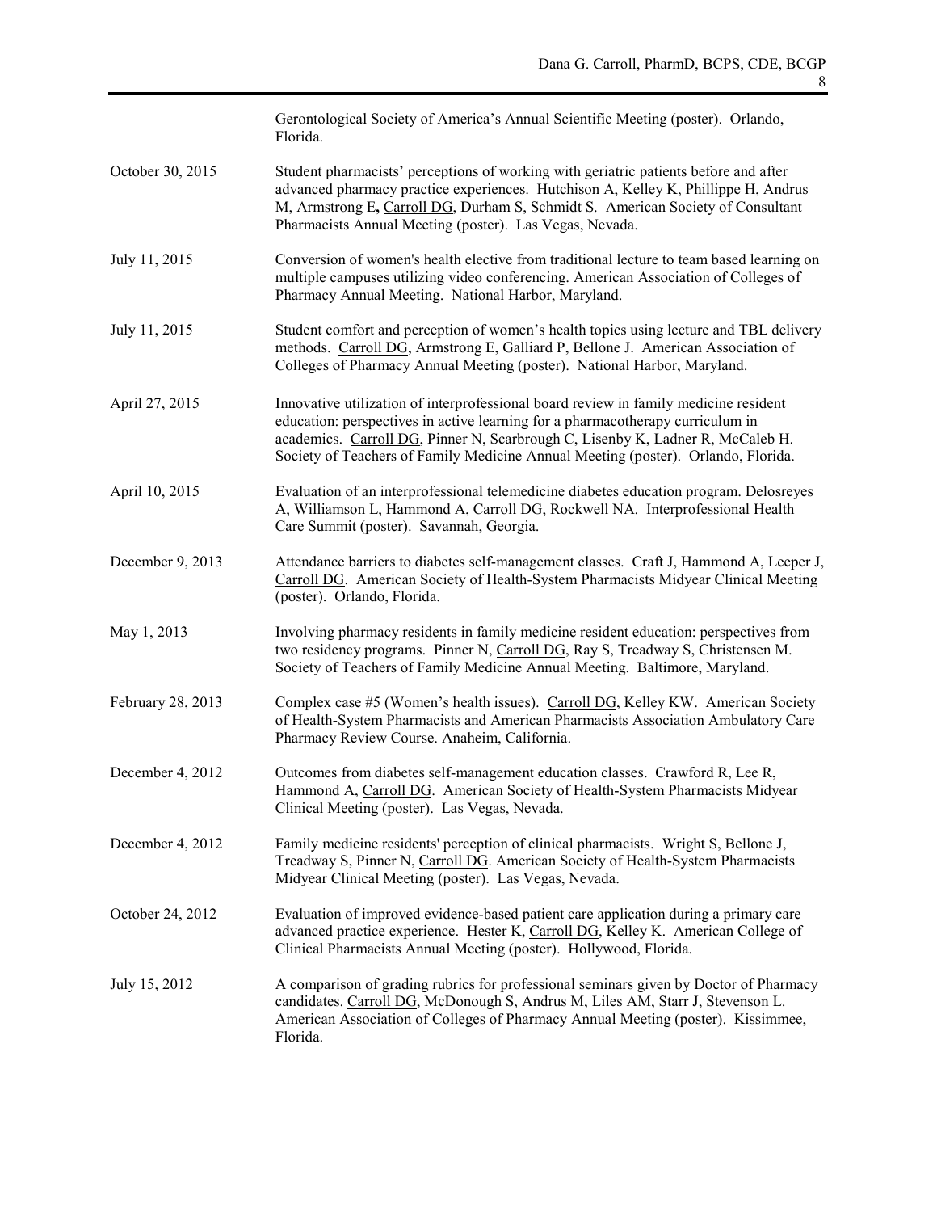| | |
|---|---|
| | Gerontological Society of America's Annual Scientific Meeting (poster). Orlando, Florida. |
| October 30, 2015 | Student pharmacists' perceptions of working with geriatric patients before and after advanced pharmacy practice experiences. Hutchison A, Kelley K, Phillippe H, Andrus M, Armstrong E, <u>Carroll DG</u>, Durham S, Schmidt S. American Society of Consultant Pharmacists Annual Meeting (poster). Las Vegas, Nevada. |
| July 11, 2015 | Conversion of women's health elective from traditional lecture to team based learning on multiple campuses utilizing video conferencing. American Association of Colleges of Pharmacy Annual Meeting. National Harbor, Maryland. |
| July 11, 2015 | Student comfort and perception of women's health topics using lecture and TBL delivery methods. <u>Carroll DG</u>, Armstrong E, Galliard P, Bellone J. American Association of Colleges of Pharmacy Annual Meeting (poster). National Harbor, Maryland. |
| April 27, 2015 | Innovative utilization of interprofessional board review in family medicine resident education: perspectives in active learning for a pharmacotherapy curriculum in academics. <u>Carroll DG</u>, Pinner N, Scarbrough C, Lisenby K, Ladner R, McCaleb H. Society of Teachers of Family Medicine Annual Meeting (poster). Orlando, Florida. |
| April 10, 2015 | Evaluation of an interprofessional telemedicine diabetes education program. Delosreyes A, Williamson L, Hammond A, <u>Carroll DG</u>, Rockwell NA. Interprofessional Health Care Summit (poster). Savannah, Georgia. |
| December 9, 2013 | Attendance barriers to diabetes self-management classes. Craft J, Hammond A, Leeper J, <u>Carroll DG</u>. American Society of Health-System Pharmacists Midyear Clinical Meeting (poster). Orlando, Florida. |
| May 1, 2013 | Involving pharmacy residents in family medicine resident education: perspectives from two residency programs. Pinner N, <u>Carroll DG</u>, Ray S, Treadway S, Christensen M. Society of Teachers of Family Medicine Annual Meeting. Baltimore, Maryland. |
| February 28, 2013 | Complex case #5 (Women's health issues). <u>Carroll DG</u>, Kelley KW. American Society of Health-System Pharmacists and American Pharmacists Association Ambulatory Care Pharmacy Review Course. Anaheim, California. |
| December 4, 2012 | Outcomes from diabetes self-management education classes. Crawford R, Lee R, Hammond A, <u>Carroll DG</u>. American Society of Health-System Pharmacists Midyear Clinical Meeting (poster). Las Vegas, Nevada. |
| December 4, 2012 | Family medicine residents' perception of clinical pharmacists. Wright S, Bellone J, Treadway S, Pinner N, <u>Carroll DG</u>. American Society of Health-System Pharmacists Midyear Clinical Meeting (poster). Las Vegas, Nevada. |
| October 24, 2012 | Evaluation of improved evidence-based patient care application during a primary care advanced practice experience. Hester K, <u>Carroll DG</u>, Kelley K. American College of Clinical Pharmacists Annual Meeting (poster). Hollywood, Florida. |
| July 15, 2012 | A comparison of grading rubrics for professional seminars given by Doctor of Pharmacy candidates. <u>Carroll DG</u>, McDonough S, Andrus M, Liles AM, Starr J, Stevenson L. American Association of Colleges of Pharmacy Annual Meeting (poster). Kissimmee, Florida. |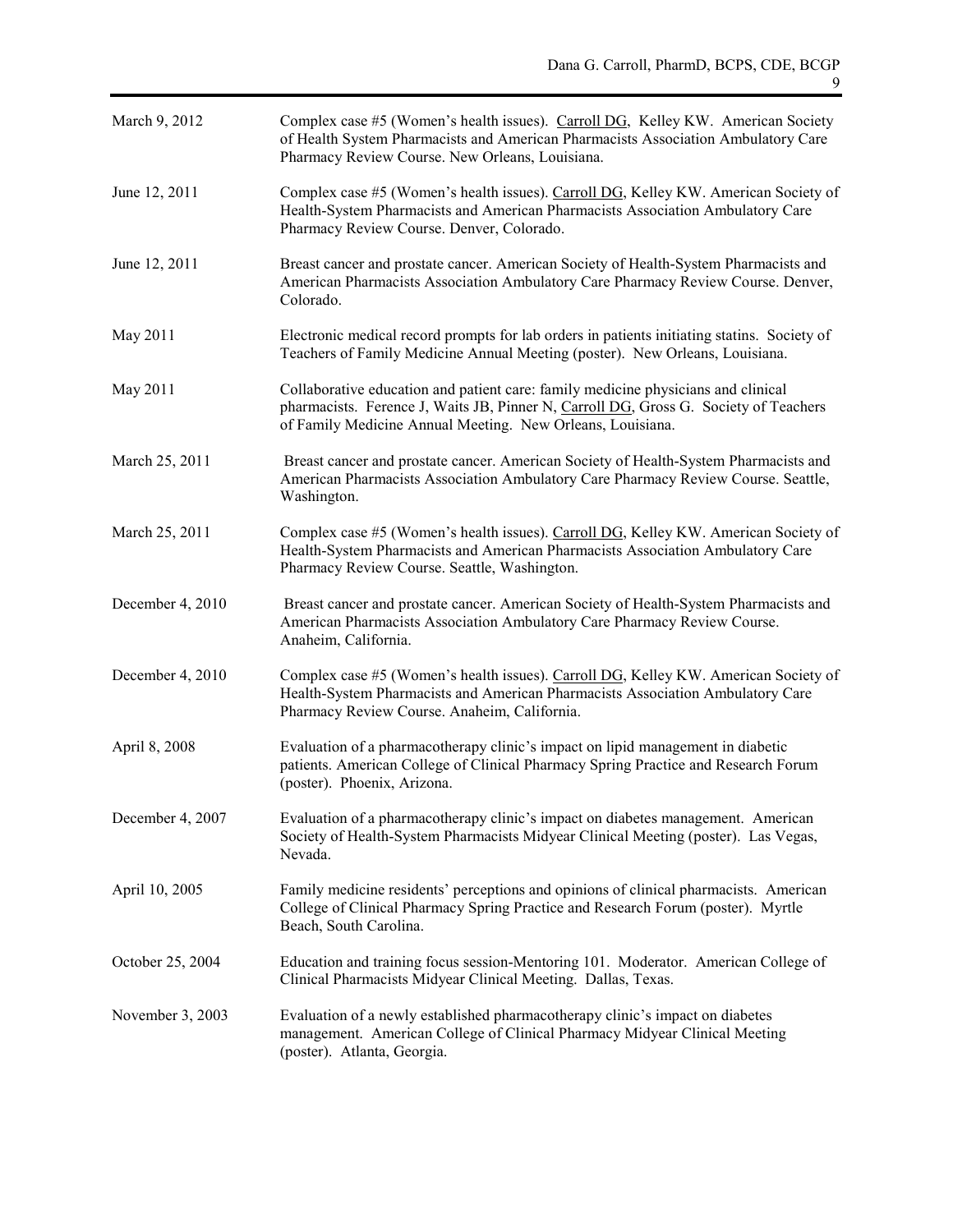| | |
|---|---|
| March 9, 2012 | Complex case #5 (Women's health issues). Carroll DG, Kelley KW. American Society of Health System Pharmacists and American Pharmacists Association Ambulatory Care Pharmacy Review Course. New Orleans, Louisiana. |
| June 12, 2011 | Complex case #5 (Women's health issues). Carroll DG, Kelley KW. American Society of Health-System Pharmacists and American Pharmacists Association Ambulatory Care Pharmacy Review Course. Denver, Colorado. |
| June 12, 2011 | Breast cancer and prostate cancer. American Society of Health-System Pharmacists and American Pharmacists Association Ambulatory Care Pharmacy Review Course. Denver, Colorado. |
| May 2011 | Electronic medical record prompts for lab orders in patients initiating statins. Society of Teachers of Family Medicine Annual Meeting (poster). New Orleans, Louisiana. |
| May 2011 | Collaborative education and patient care: family medicine physicians and clinical pharmacists. Ference J, Waits JB, Pinner N, Carroll DG, Gross G. Society of Teachers of Family Medicine Annual Meeting. New Orleans, Louisiana. |
| March 25, 2011 | Breast cancer and prostate cancer. American Society of Health-System Pharmacists and American Pharmacists Association Ambulatory Care Pharmacy Review Course. Seattle, Washington. |
| March 25, 2011 | Complex case #5 (Women's health issues). Carroll DG, Kelley KW. American Society of Health-System Pharmacists and American Pharmacists Association Ambulatory Care Pharmacy Review Course. Seattle, Washington. |
| December 4, 2010 | Breast cancer and prostate cancer. American Society of Health-System Pharmacists and American Pharmacists Association Ambulatory Care Pharmacy Review Course. Anaheim, California. |
| December 4, 2010 | Complex case #5 (Women's health issues). Carroll DG, Kelley KW. American Society of Health-System Pharmacists and American Pharmacists Association Ambulatory Care Pharmacy Review Course. Anaheim, California. |
| April 8, 2008 | Evaluation of a pharmacotherapy clinic's impact on lipid management in diabetic patients. American College of Clinical Pharmacy Spring Practice and Research Forum (poster). Phoenix, Arizona. |
| December 4, 2007 | Evaluation of a pharmacotherapy clinic's impact on diabetes management. American Society of Health-System Pharmacists Midyear Clinical Meeting (poster). Las Vegas, Nevada. |
| April 10, 2005 | Family medicine residents' perceptions and opinions of clinical pharmacists. American College of Clinical Pharmacy Spring Practice and Research Forum (poster). Myrtle Beach, South Carolina. |
| October 25, 2004 | Education and training focus session-Mentoring 101. Moderator. American College of Clinical Pharmacists Midyear Clinical Meeting. Dallas, Texas. |
| November 3, 2003 | Evaluation of a newly established pharmacotherapy clinic's impact on diabetes management. American College of Clinical Pharmacy Midyear Clinical Meeting (poster). Atlanta, Georgia. |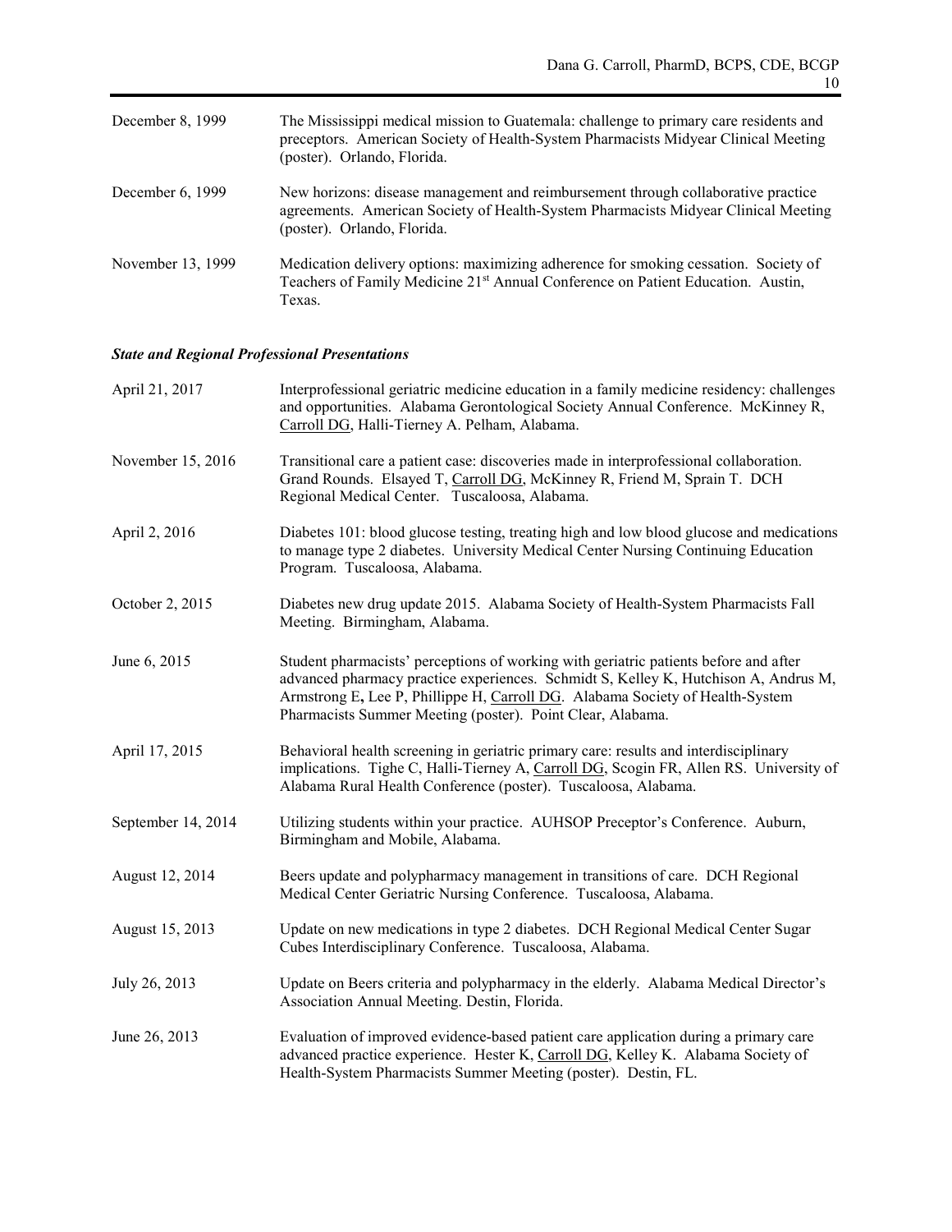| | |
|---|---|
| December 8, 1999 | The Mississippi medical mission to Guatemala: challenge to primary care residents and preceptors. American Society of Health-System Pharmacists Midyear Clinical Meeting (poster). Orlando, Florida. |
| December 6, 1999 | New horizons: disease management and reimbursement through collaborative practice agreements. American Society of Health-System Pharmacists Midyear Clinical Meeting (poster). Orlando, Florida. |
| November 13, 1999 | Medication delivery options: maximizing adherence for smoking cessation. Society of Teachers of Family Medicine 21st Annual Conference on Patient Education. Austin, Texas. |

### *State and Regional Professional Presentations*

| | |
|---|---|
| April 21, 2017 | Interprofessional geriatric medicine education in a family medicine residency: challenges and opportunities. Alabama Gerontological Society Annual Conference. McKinney R, Carroll DG, Halli-Tierney A. Pelham, Alabama. |
| November 15, 2016 | Transitional care a patient case: discoveries made in interprofessional collaboration. Grand Rounds. Elsayed T, Carroll DG, McKinney R, Friend M, Sprain T. DCH Regional Medical Center. Tuscaloosa, Alabama. |
| April 2, 2016 | Diabetes 101: blood glucose testing, treating high and low blood glucose and medications to manage type 2 diabetes. University Medical Center Nursing Continuing Education Program. Tuscaloosa, Alabama. |
| October 2, 2015 | Diabetes new drug update 2015. Alabama Society of Health-System Pharmacists Fall Meeting. Birmingham, Alabama. |
| June 6, 2015 | Student pharmacists' perceptions of working with geriatric patients before and after advanced pharmacy practice experiences. Schmidt S, Kelley K, Hutchison A, Andrus M, Armstrong E, Lee P, Phillippe H, Carroll DG. Alabama Society of Health-System Pharmacists Summer Meeting (poster). Point Clear, Alabama. |
| April 17, 2015 | Behavioral health screening in geriatric primary care: results and interdisciplinary implications. Tighe C, Halli-Tierney A, Carroll DG, Scogin FR, Allen RS. University of Alabama Rural Health Conference (poster). Tuscaloosa, Alabama. |
| September 14, 2014 | Utilizing students within your practice. AUHSOP Preceptor's Conference. Auburn, Birmingham and Mobile, Alabama. |
| August 12, 2014 | Beers update and polypharmacy management in transitions of care. DCH Regional Medical Center Geriatric Nursing Conference. Tuscaloosa, Alabama. |
| August 15, 2013 | Update on new medications in type 2 diabetes. DCH Regional Medical Center Sugar Cubes Interdisciplinary Conference. Tuscaloosa, Alabama. |
| July 26, 2013 | Update on Beers criteria and polypharmacy in the elderly. Alabama Medical Director's Association Annual Meeting. Destin, Florida. |
| June 26, 2013 | Evaluation of improved evidence-based patient care application during a primary care advanced practice experience. Hester K, Carroll DG, Kelley K. Alabama Society of Health-System Pharmacists Summer Meeting (poster). Destin, FL. |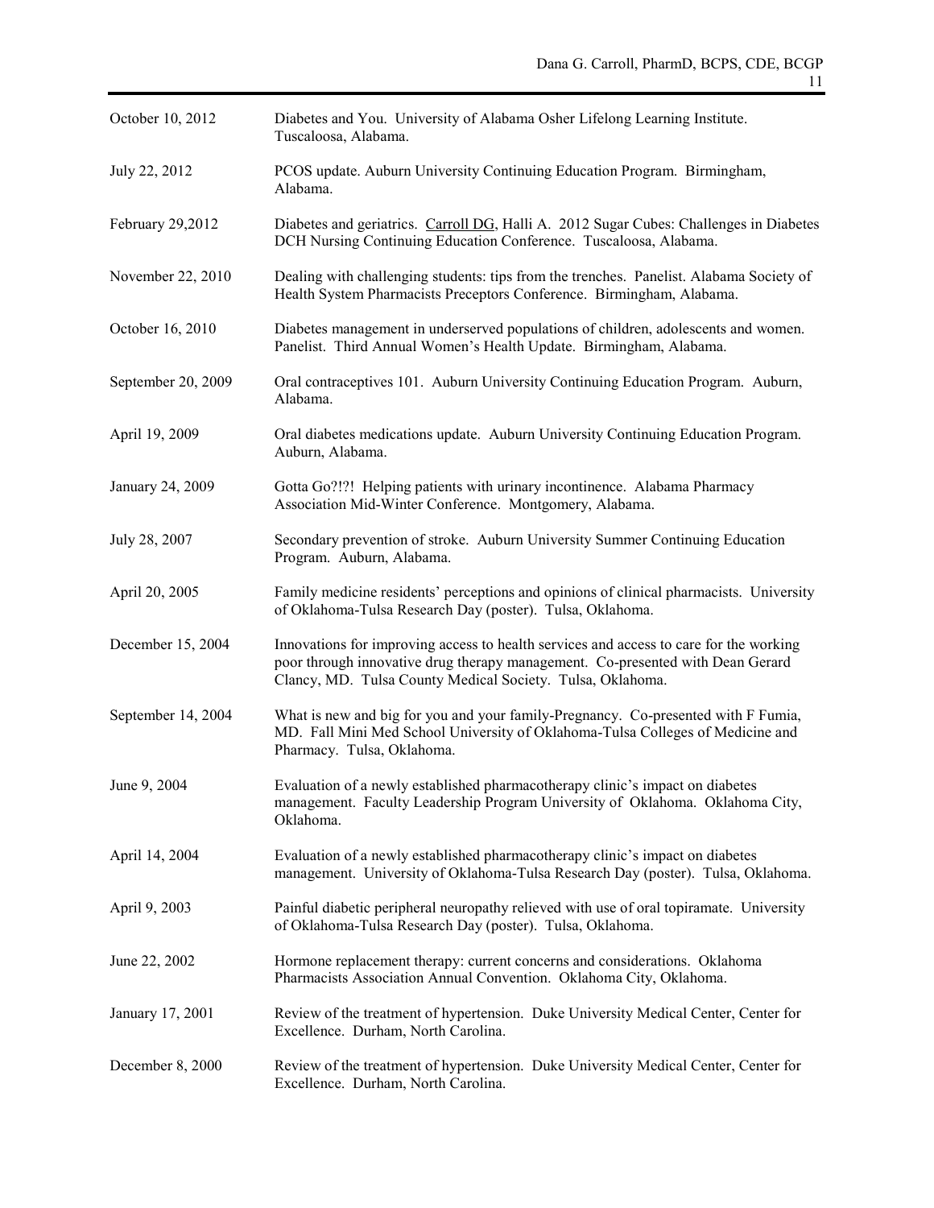| | |
|---|---|
| October 10, 2012 | Diabetes and You. University of Alabama Osher Lifelong Learning Institute. Tuscaloosa, Alabama. |
| July 22, 2012 | PCOS update. Auburn University Continuing Education Program. Birmingham, Alabama. |
| February 29,2012 | Diabetes and geriatrics. <u>Carroll DG</u>, Halli A. 2012 Sugar Cubes: Challenges in Diabetes DCH Nursing Continuing Education Conference. Tuscaloosa, Alabama. |
| November 22, 2010 | Dealing with challenging students: tips from the trenches. Panelist. Alabama Society of Health System Pharmacists Preceptors Conference. Birmingham, Alabama. |
| October 16, 2010 | Diabetes management in underserved populations of children, adolescents and women. Panelist. Third Annual Women's Health Update. Birmingham, Alabama. |
| September 20, 2009 | Oral contraceptives 101. Auburn University Continuing Education Program. Auburn, Alabama. |
| April 19, 2009 | Oral diabetes medications update. Auburn University Continuing Education Program. Auburn, Alabama. |
| January 24, 2009 | Gotta Go?!?! Helping patients with urinary incontinence. Alabama Pharmacy Association Mid-Winter Conference. Montgomery, Alabama. |
| July 28, 2007 | Secondary prevention of stroke. Auburn University Summer Continuing Education Program. Auburn, Alabama. |
| April 20, 2005 | Family medicine residents' perceptions and opinions of clinical pharmacists. University of Oklahoma-Tulsa Research Day (poster). Tulsa, Oklahoma. |
| December 15, 2004 | Innovations for improving access to health services and access to care for the working poor through innovative drug therapy management. Co-presented with Dean Gerard Clancy, MD. Tulsa County Medical Society. Tulsa, Oklahoma. |
| September 14, 2004 | What is new and big for you and your family-Pregnancy. Co-presented with F Fumia, MD. Fall Mini Med School University of Oklahoma-Tulsa Colleges of Medicine and Pharmacy. Tulsa, Oklahoma. |
| June 9, 2004 | Evaluation of a newly established pharmacotherapy clinic's impact on diabetes management. Faculty Leadership Program University of Oklahoma. Oklahoma City, Oklahoma. |
| April 14, 2004 | Evaluation of a newly established pharmacotherapy clinic's impact on diabetes management. University of Oklahoma-Tulsa Research Day (poster). Tulsa, Oklahoma. |
| April 9, 2003 | Painful diabetic peripheral neuropathy relieved with use of oral topiramate. University of Oklahoma-Tulsa Research Day (poster). Tulsa, Oklahoma. |
| June 22, 2002 | Hormone replacement therapy: current concerns and considerations. Oklahoma Pharmacists Association Annual Convention. Oklahoma City, Oklahoma. |
| January 17, 2001 | Review of the treatment of hypertension. Duke University Medical Center, Center for Excellence. Durham, North Carolina. |
| December 8, 2000 | Review of the treatment of hypertension. Duke University Medical Center, Center for Excellence. Durham, North Carolina. |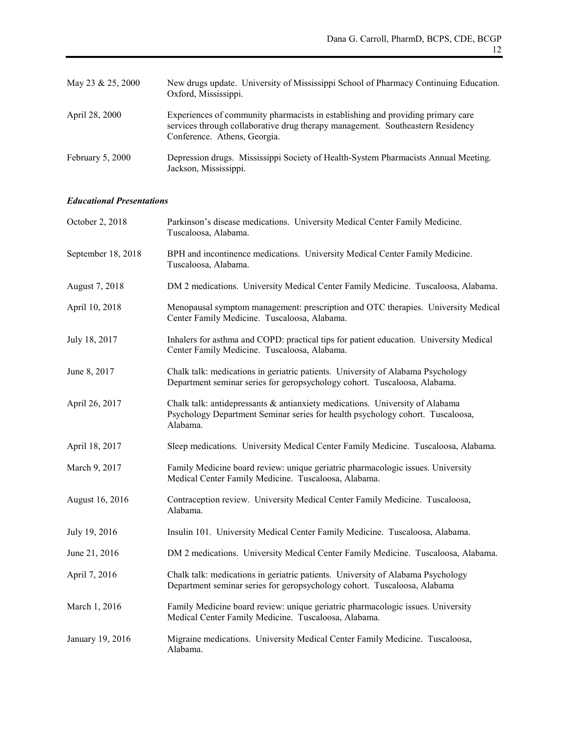| | |
|---|---|
| May 23 & 25, 2000 | New drugs update. University of Mississippi School of Pharmacy Continuing Education. Oxford, Mississippi. |
| April 28, 2000 | Experiences of community pharmacists in establishing and providing primary care services through collaborative drug therapy management. Southeastern Residency Conference. Athens, Georgia. |
| February 5, 2000 | Depression drugs. Mississippi Society of Health-System Pharmacists Annual Meeting. Jackson, Mississippi. |

***Educational Presentations***

| | |
|---|---|
| October 2, 2018 | Parkinson's disease medications. University Medical Center Family Medicine. Tuscaloosa, Alabama. |
| September 18, 2018 | BPH and incontinence medications. University Medical Center Family Medicine. Tuscaloosa, Alabama. |
| August 7, 2018 | DM 2 medications. University Medical Center Family Medicine. Tuscaloosa, Alabama. |
| April 10, 2018 | Menopausal symptom management: prescription and OTC therapies. University Medical Center Family Medicine. Tuscaloosa, Alabama. |
| July 18, 2017 | Inhalers for asthma and COPD: practical tips for patient education. University Medical Center Family Medicine. Tuscaloosa, Alabama. |
| June 8, 2017 | Chalk talk: medications in geriatric patients. University of Alabama Psychology Department seminar series for geropsychology cohort. Tuscaloosa, Alabama. |
| April 26, 2017 | Chalk talk: antidepressants & antianxiety medications. University of Alabama Psychology Department Seminar series for health psychology cohort. Tuscaloosa, Alabama. |
| April 18, 2017 | Sleep medications. University Medical Center Family Medicine. Tuscaloosa, Alabama. |
| March 9, 2017 | Family Medicine board review: unique geriatric pharmacologic issues. University Medical Center Family Medicine. Tuscaloosa, Alabama. |
| August 16, 2016 | Contraception review. University Medical Center Family Medicine. Tuscaloosa, Alabama. |
| July 19, 2016 | Insulin 101. University Medical Center Family Medicine. Tuscaloosa, Alabama. |
| June 21, 2016 | DM 2 medications. University Medical Center Family Medicine. Tuscaloosa, Alabama. |
| April 7, 2016 | Chalk talk: medications in geriatric patients. University of Alabama Psychology Department seminar series for geropsychology cohort. Tuscaloosa, Alabama |
| March 1, 2016 | Family Medicine board review: unique geriatric pharmacologic issues. University Medical Center Family Medicine. Tuscaloosa, Alabama. |
| January 19, 2016 | Migraine medications. University Medical Center Family Medicine. Tuscaloosa, Alabama. |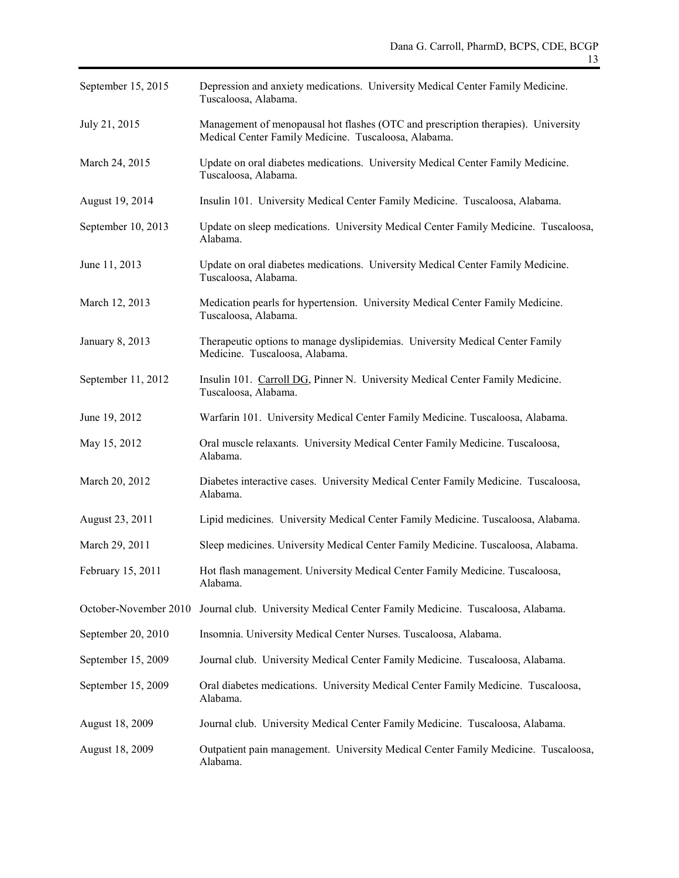September 15, 2015 Depression and anxiety medications. University Medical Center Family Medicine. Tuscaloosa, Alabama.

July 21, 2015 Management of menopausal hot flashes (OTC and prescription therapies). University Medical Center Family Medicine. Tuscaloosa, Alabama.

March 24, 2015 Update on oral diabetes medications. University Medical Center Family Medicine. Tuscaloosa, Alabama.

August 19, 2014 Insulin 101. University Medical Center Family Medicine. Tuscaloosa, Alabama.

September 10, 2013 Update on sleep medications. University Medical Center Family Medicine. Tuscaloosa, Alabama.

June 11, 2013 Update on oral diabetes medications. University Medical Center Family Medicine. Tuscaloosa, Alabama.

March 12, 2013 Medication pearls for hypertension. University Medical Center Family Medicine. Tuscaloosa, Alabama.

January 8, 2013 Therapeutic options to manage dyslipidemias. University Medical Center Family Medicine. Tuscaloosa, Alabama.

September 11, 2012 Insulin 101. Carroll DG, Pinner N. University Medical Center Family Medicine. Tuscaloosa, Alabama.

June 19, 2012 Warfarin 101. University Medical Center Family Medicine. Tuscaloosa, Alabama.

May 15, 2012 Oral muscle relaxants. University Medical Center Family Medicine. Tuscaloosa, Alabama.

March 20, 2012 Diabetes interactive cases. University Medical Center Family Medicine. Tuscaloosa, Alabama.

August 23, 2011 Lipid medicines. University Medical Center Family Medicine. Tuscaloosa, Alabama.

March 29, 2011 Sleep medicines. University Medical Center Family Medicine. Tuscaloosa, Alabama.

February 15, 2011 Hot flash management. University Medical Center Family Medicine. Tuscaloosa, Alabama.

October-November 2010 Journal club. University Medical Center Family Medicine. Tuscaloosa, Alabama.

September 20, 2010 Insomnia. University Medical Center Nurses. Tuscaloosa, Alabama.

September 15, 2009 Journal club. University Medical Center Family Medicine. Tuscaloosa, Alabama.

September 15, 2009 Oral diabetes medications. University Medical Center Family Medicine. Tuscaloosa, Alabama.

August 18, 2009 Journal club. University Medical Center Family Medicine. Tuscaloosa, Alabama.

August 18, 2009 Outpatient pain management. University Medical Center Family Medicine. Tuscaloosa, Alabama.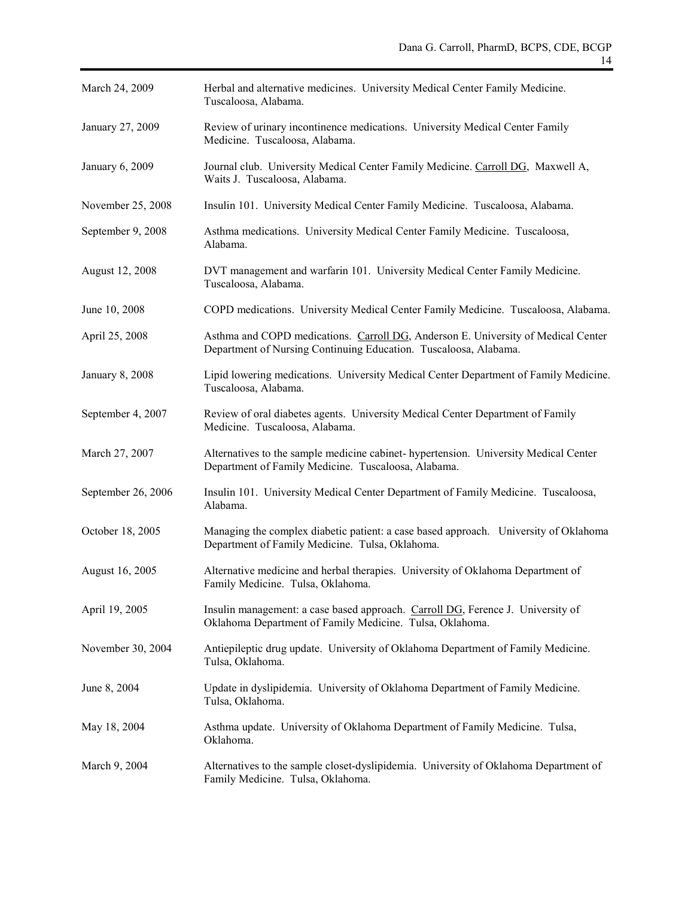| | |
|---|---|
| March 24, 2009 | Herbal and alternative medicines. University Medical Center Family Medicine. Tuscaloosa, Alabama. |
| January 27, 2009 | Review of urinary incontinence medications. University Medical Center Family Medicine. Tuscaloosa, Alabama. |
| January 6, 2009 | Journal club. University Medical Center Family Medicine. Carroll DG, Maxwell A, Waits J. Tuscaloosa, Alabama. |
| November 25, 2008 | Insulin 101. University Medical Center Family Medicine. Tuscaloosa, Alabama. |
| September 9, 2008 | Asthma medications. University Medical Center Family Medicine. Tuscaloosa, Alabama. |
| August 12, 2008 | DVT management and warfarin 101. University Medical Center Family Medicine. Tuscaloosa, Alabama. |
| June 10, 2008 | COPD medications. University Medical Center Family Medicine. Tuscaloosa, Alabama. |
| April 25, 2008 | Asthma and COPD medications. Carroll DG, Anderson E. University of Medical Center Department of Nursing Continuing Education. Tuscaloosa, Alabama. |
| January 8, 2008 | Lipid lowering medications. University Medical Center Department of Family Medicine. Tuscaloosa, Alabama. |
| September 4, 2007 | Review of oral diabetes agents. University Medical Center Department of Family Medicine. Tuscaloosa, Alabama. |
| March 27, 2007 | Alternatives to the sample medicine cabinet- hypertension. University Medical Center Department of Family Medicine. Tuscaloosa, Alabama. |
| September 26, 2006 | Insulin 101. University Medical Center Department of Family Medicine. Tuscaloosa, Alabama. |
| October 18, 2005 | Managing the complex diabetic patient: a case based approach. University of Oklahoma Department of Family Medicine. Tulsa, Oklahoma. |
| August 16, 2005 | Alternative medicine and herbal therapies. University of Oklahoma Department of Family Medicine. Tulsa, Oklahoma. |
| April 19, 2005 | Insulin management: a case based approach. Carroll DG, Ference J. University of Oklahoma Department of Family Medicine. Tulsa, Oklahoma. |
| November 30, 2004 | Antiepileptic drug update. University of Oklahoma Department of Family Medicine. Tulsa, Oklahoma. |
| June 8, 2004 | Update in dyslipidemia. University of Oklahoma Department of Family Medicine. Tulsa, Oklahoma. |
| May 18, 2004 | Asthma update. University of Oklahoma Department of Family Medicine. Tulsa, Oklahoma. |
| March 9, 2004 | Alternatives to the sample closet-dyslipidemia. University of Oklahoma Department of Family Medicine. Tulsa, Oklahoma. |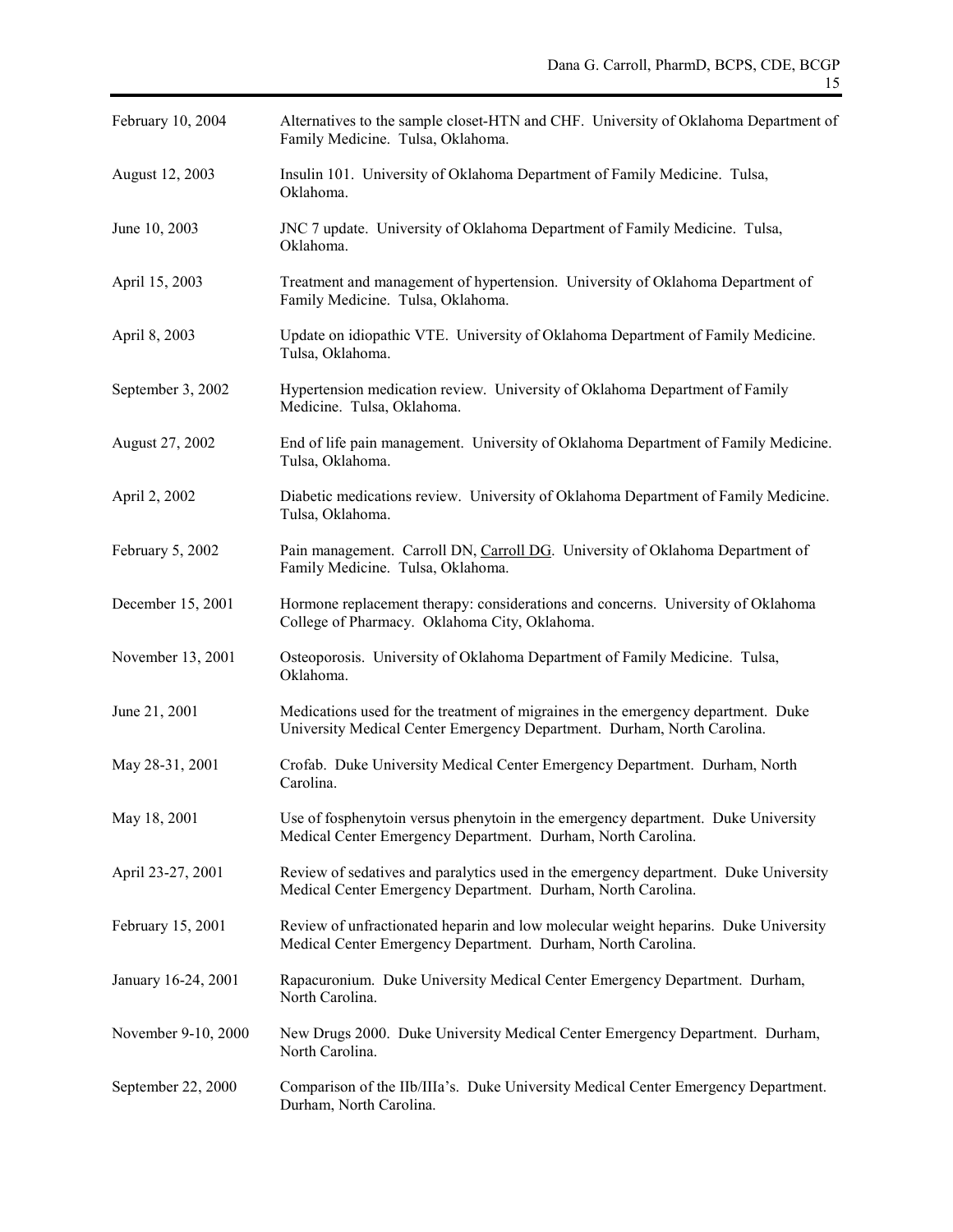| | |
|---|---|
| February 10, 2004 | Alternatives to the sample closet-HTN and CHF. University of Oklahoma Department of Family Medicine. Tulsa, Oklahoma. |
| August 12, 2003 | Insulin 101. University of Oklahoma Department of Family Medicine. Tulsa, Oklahoma. |
| June 10, 2003 | JNC 7 update. University of Oklahoma Department of Family Medicine. Tulsa, Oklahoma. |
| April 15, 2003 | Treatment and management of hypertension. University of Oklahoma Department of Family Medicine. Tulsa, Oklahoma. |
| April 8, 2003 | Update on idiopathic VTE. University of Oklahoma Department of Family Medicine. Tulsa, Oklahoma. |
| September 3, 2002 | Hypertension medication review. University of Oklahoma Department of Family Medicine. Tulsa, Oklahoma. |
| August 27, 2002 | End of life pain management. University of Oklahoma Department of Family Medicine. Tulsa, Oklahoma. |
| April 2, 2002 | Diabetic medications review. University of Oklahoma Department of Family Medicine. Tulsa, Oklahoma. |
| February 5, 2002 | Pain management. Carroll DN, Carroll DG. University of Oklahoma Department of Family Medicine. Tulsa, Oklahoma. |
| December 15, 2001 | Hormone replacement therapy: considerations and concerns. University of Oklahoma College of Pharmacy. Oklahoma City, Oklahoma. |
| November 13, 2001 | Osteoporosis. University of Oklahoma Department of Family Medicine. Tulsa, Oklahoma. |
| June 21, 2001 | Medications used for the treatment of migraines in the emergency department. Duke University Medical Center Emergency Department. Durham, North Carolina. |
| May 28-31, 2001 | Crofab. Duke University Medical Center Emergency Department. Durham, North Carolina. |
| May 18, 2001 | Use of fosphenytoin versus phenytoin in the emergency department. Duke University Medical Center Emergency Department. Durham, North Carolina. |
| April 23-27, 2001 | Review of sedatives and paralytics used in the emergency department. Duke University Medical Center Emergency Department. Durham, North Carolina. |
| February 15, 2001 | Review of unfractionated heparin and low molecular weight heparins. Duke University Medical Center Emergency Department. Durham, North Carolina. |
| January 16-24, 2001 | Rapacuronium. Duke University Medical Center Emergency Department. Durham, North Carolina. |
| November 9-10, 2000 | New Drugs 2000. Duke University Medical Center Emergency Department. Durham, North Carolina. |
| September 22, 2000 | Comparison of the IIb/IIIa's. Duke University Medical Center Emergency Department. Durham, North Carolina. |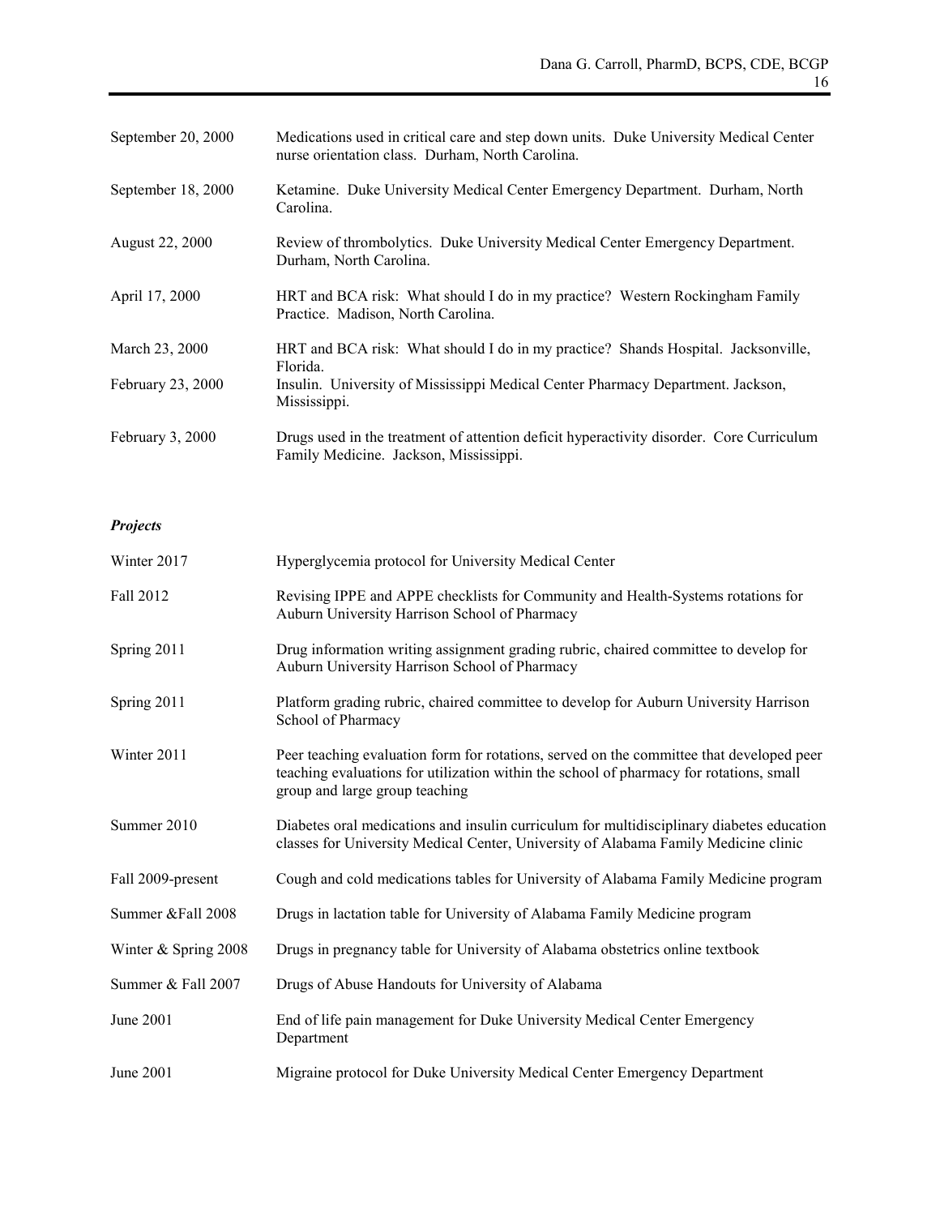| | |
|---|---|
| September 20, 2000 | Medications used in critical care and step down units. Duke University Medical Center nurse orientation class. Durham, North Carolina. |
| September 18, 2000 | Ketamine. Duke University Medical Center Emergency Department. Durham, North Carolina. |
| August 22, 2000 | Review of thrombolytics. Duke University Medical Center Emergency Department. Durham, North Carolina. |
| April 17, 2000 | HRT and BCA risk: What should I do in my practice? Western Rockingham Family Practice. Madison, North Carolina. |
| March 23, 2000 | HRT and BCA risk: What should I do in my practice? Shands Hospital. Jacksonville, Florida. |
| February 23, 2000 | Insulin. University of Mississippi Medical Center Pharmacy Department. Jackson, Mississippi. |
| February 3, 2000 | Drugs used in the treatment of attention deficit hyperactivity disorder. Core Curriculum Family Medicine. Jackson, Mississippi. |

***Projects***

| | |
|---|---|
| Winter 2017 | Hyperglycemia protocol for University Medical Center |
| Fall 2012 | Revising IPPE and APPE checklists for Community and Health-Systems rotations for Auburn University Harrison School of Pharmacy |
| Spring 2011 | Drug information writing assignment grading rubric, chaired committee to develop for Auburn University Harrison School of Pharmacy |
| Spring 2011 | Platform grading rubric, chaired committee to develop for Auburn University Harrison School of Pharmacy |
| Winter 2011 | Peer teaching evaluation form for rotations, served on the committee that developed peer teaching evaluations for utilization within the school of pharmacy for rotations, small group and large group teaching |
| Summer 2010 | Diabetes oral medications and insulin curriculum for multidisciplinary diabetes education classes for University Medical Center, University of Alabama Family Medicine clinic |
| Fall 2009-present | Cough and cold medications tables for University of Alabama Family Medicine program |
| Summer &Fall 2008 | Drugs in lactation table for University of Alabama Family Medicine program |
| Winter & Spring 2008 | Drugs in pregnancy table for University of Alabama obstetrics online textbook |
| Summer & Fall 2007 | Drugs of Abuse Handouts for University of Alabama |
| June 2001 | End of life pain management for Duke University Medical Center Emergency Department |
| June 2001 | Migraine protocol for Duke University Medical Center Emergency Department |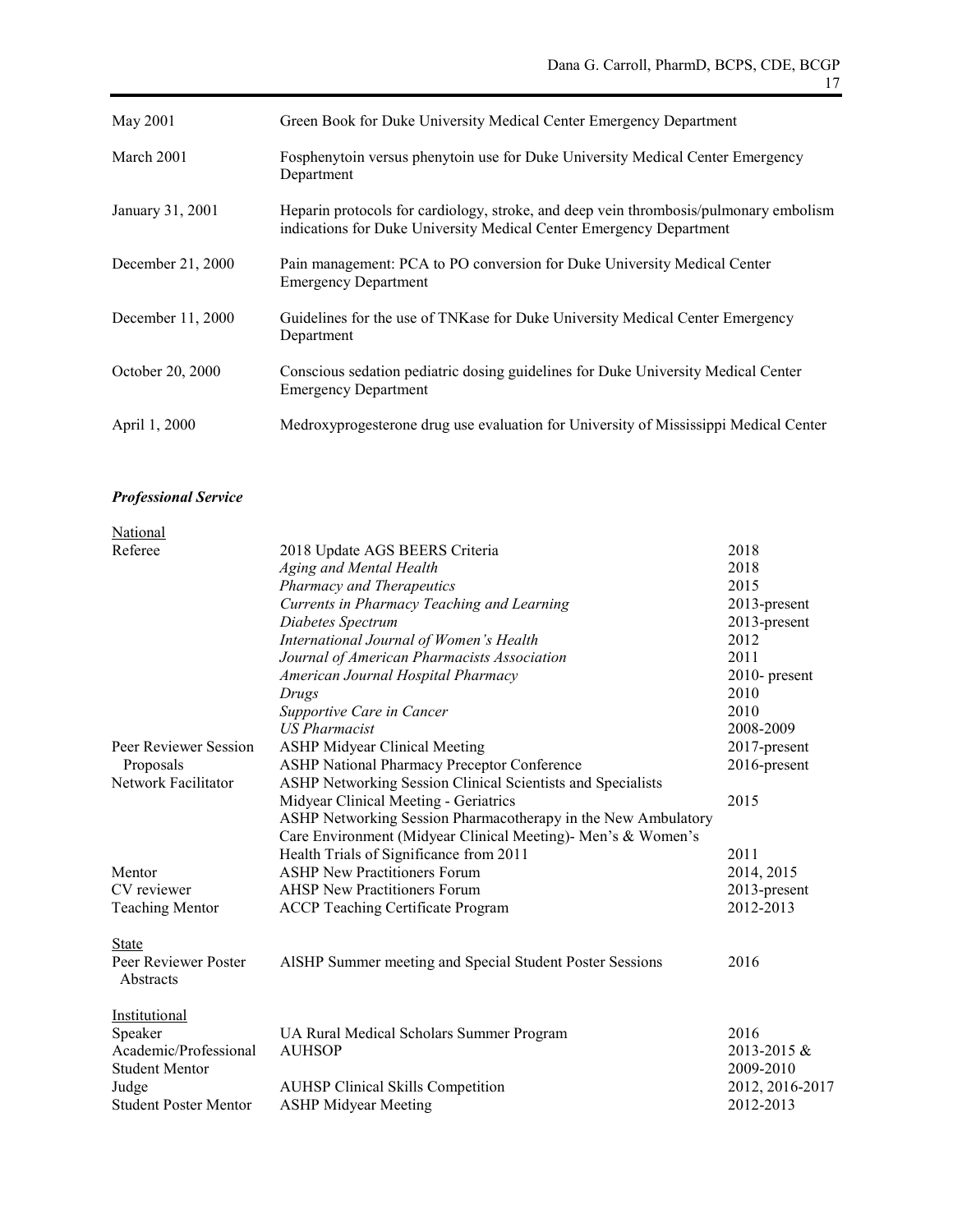| | |
|---|---|
| May 2001 | Green Book for Duke University Medical Center Emergency Department |
| March 2001 | Fosphenytoin versus phenytoin use for Duke University Medical Center Emergency Department |
| January 31, 2001 | Heparin protocols for cardiology, stroke, and deep vein thrombosis/pulmonary embolism indications for Duke University Medical Center Emergency Department |
| December 21, 2000 | Pain management: PCA to PO conversion for Duke University Medical Center Emergency Department |
| December 11, 2000 | Guidelines for the use of TNKase for Duke University Medical Center Emergency Department |
| October 20, 2000 | Conscious sedation pediatric dosing guidelines for Duke University Medical Center Emergency Department |
| April 1, 2000 | Medroxyprogesterone drug use evaluation for University of Mississippi Medical Center |

### *Professional Service*

| | | |
|---|---|---|
| National | | |
| Referee | 2018 Update AGS BEERS Criteria | 2018 |
| | *Aging and Mental Health* | 2018 |
| | *Pharmacy and Therapeutics* | 2015 |
| | *Currents in Pharmacy Teaching and Learning* | 2013-present |
| | *Diabetes Spectrum* | 2013-present |
| | *International Journal of Women's Health* | 2012 |
| | *Journal of American Pharmacists Association* | 2011 |
| | *American Journal Hospital Pharmacy* | 2010- present |
| | *Drugs* | 2010 |
| | *Supportive Care in Cancer* | 2010 |
| | *US Pharmacist* | 2008-2009 |
| Peer Reviewer Session Proposals | ASHP Midyear Clinical Meeting | 2017-present |
| | ASHP National Pharmacy Preceptor Conference | 2016-present |
| Network Facilitator | ASHP Networking Session Clinical Scientists and Specialists Midyear Clinical Meeting - Geriatrics | 2015 |
| | ASHP Networking Session Pharmacotherapy in the New Ambulatory Care Environment (Midyear Clinical Meeting)- Men's & Women's Health Trials of Significance from 2011 | 2011 |
| Mentor | ASHP New Practitioners Forum | 2014, 2015 |
| CV reviewer | AHSP New Practitioners Forum | 2013-present |
| Teaching Mentor | ACCP Teaching Certificate Program | 2012-2013 |
| State | | |
| Peer Reviewer Poster Abstracts | AlSHP Summer meeting and Special Student Poster Sessions | 2016 |
| Institutional | | |
| Speaker | UA Rural Medical Scholars Summer Program | 2016 |
| Academic/Professional Student Mentor | AUHSOP | 2013-2015 & 2009-2010 |
| Judge | AUHSP Clinical Skills Competition | 2012, 2016-2017 |
| Student Poster Mentor | ASHP Midyear Meeting | 2012-2013 |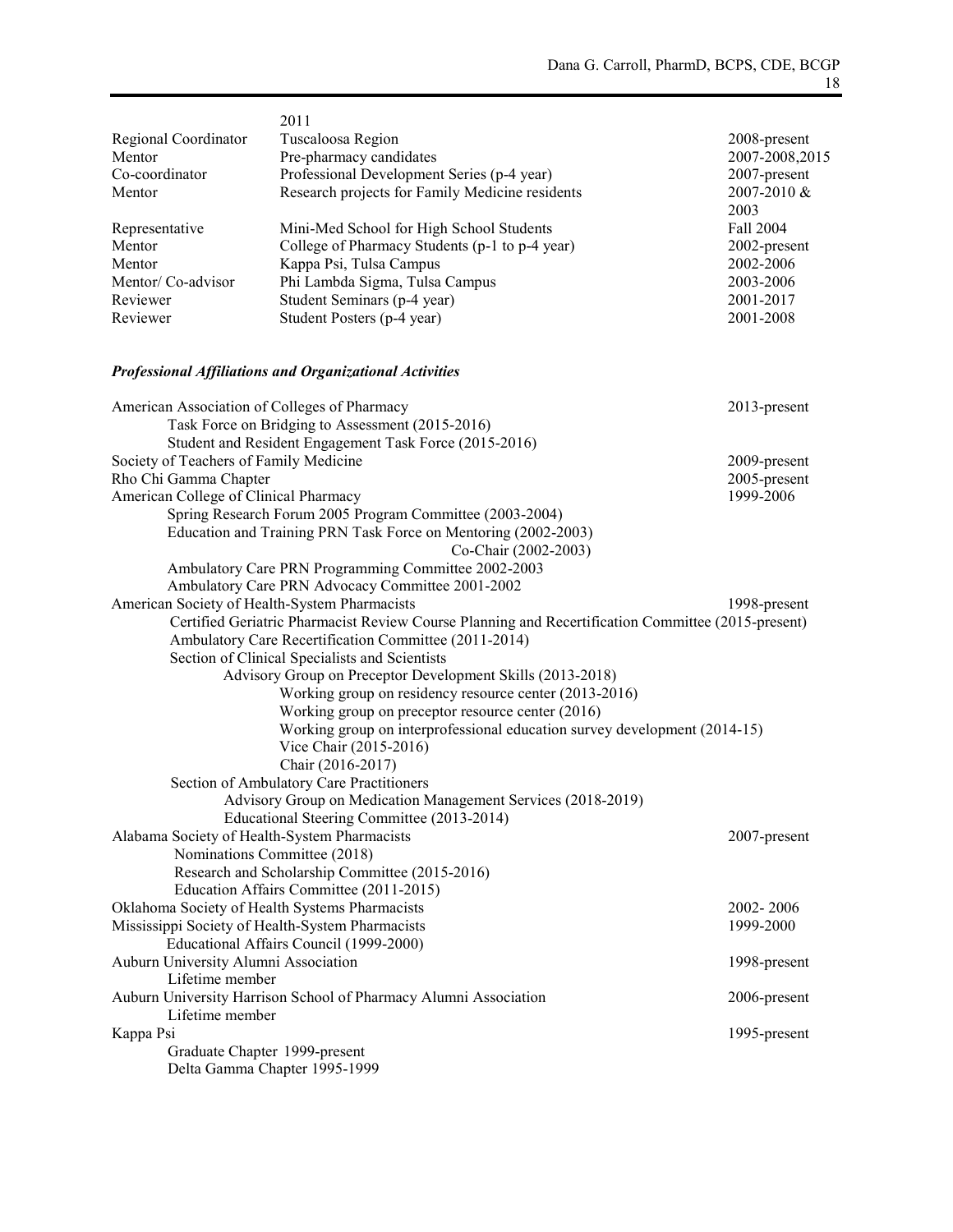| | 2011 | |
|---|---|---|
| Regional Coordinator | Tuscaloosa Region | 2008-present |
| Mentor | Pre-pharmacy candidates | 2007-2008,2015 |
| Co-coordinator | Professional Development Series (p-4 year) | 2007-present |
| Mentor | Research projects for Family Medicine residents | 2007-2010 & 2003 |
| Representative | Mini-Med School for High School Students | Fall 2004 |
| Mentor | College of Pharmacy Students (p-1 to p-4 year) | 2002-present |
| Mentor | Kappa Psi, Tulsa Campus | 2002-2006 |
| Mentor/ Co-advisor | Phi Lambda Sigma, Tulsa Campus | 2003-2006 |
| Reviewer | Student Seminars (p-4 year) | 2001-2017 |
| Reviewer | Student Posters (p-4 year) | 2001-2008 |

### *Professional Affiliations and Organizational Activities*

American Association of Colleges of Pharmacy — 2013-present
- Task Force on Bridging to Assessment (2015-2016)
- Student and Resident Engagement Task Force (2015-2016)

Society of Teachers of Family Medicine — 2009-present

Rho Chi Gamma Chapter — 2005-present

American College of Clinical Pharmacy — 1999-2006
- Spring Research Forum 2005 Program Committee (2003-2004)
- Education and Training PRN Task Force on Mentoring (2002-2003)
  - Co-Chair (2002-2003)
- Ambulatory Care PRN Programming Committee 2002-2003
- Ambulatory Care PRN Advocacy Committee 2001-2002

American Society of Health-System Pharmacists — 1998-present
- Certified Geriatric Pharmacist Review Course Planning and Recertification Committee (2015-present)
- Ambulatory Care Recertification Committee (2011-2014)
- Section of Clinical Specialists and Scientists
  - Advisory Group on Preceptor Development Skills (2013-2018)
    - Working group on residency resource center (2013-2016)
    - Working group on preceptor resource center (2016)
    - Working group on interprofessional education survey development (2014-15)
    - Vice Chair (2015-2016)
    - Chair (2016-2017)
- Section of Ambulatory Care Practitioners
  - Advisory Group on Medication Management Services (2018-2019)
  - Educational Steering Committee (2013-2014)

Alabama Society of Health-System Pharmacists — 2007-present
- Nominations Committee (2018)
- Research and Scholarship Committee (2015-2016)
- Education Affairs Committee (2011-2015)

Oklahoma Society of Health Systems Pharmacists — 2002- 2006

Mississippi Society of Health-System Pharmacists — 1999-2000
- Educational Affairs Council (1999-2000)

Auburn University Alumni Association — 1998-present
- Lifetime member

Auburn University Harrison School of Pharmacy Alumni Association — 2006-present
- Lifetime member

Kappa Psi — 1995-present
- Graduate Chapter 1999-present
- Delta Gamma Chapter 1995-1999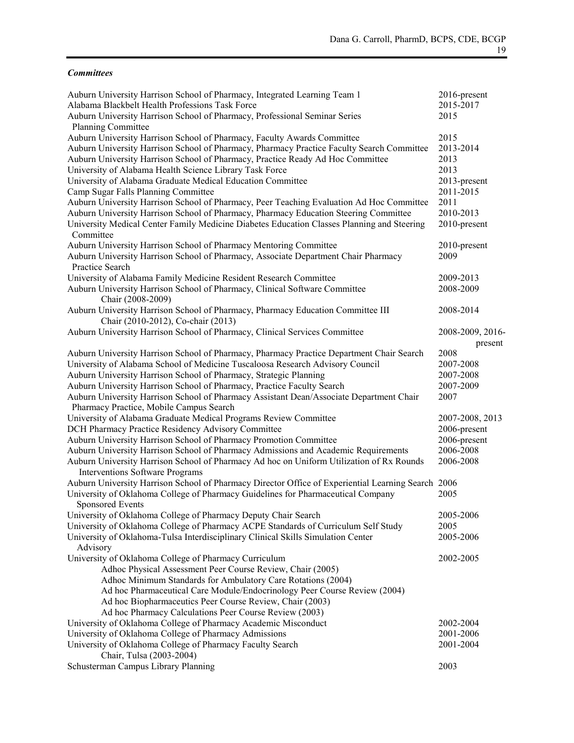***Committees***

| | |
|---|---|
| Auburn University Harrison School of Pharmacy, Integrated Learning Team 1 | 2016-present |
| Alabama Blackbelt Health Professions Task Force | 2015-2017 |
| Auburn University Harrison School of Pharmacy, Professional Seminar Series Planning Committee | 2015 |
| Auburn University Harrison School of Pharmacy, Faculty Awards Committee | 2015 |
| Auburn University Harrison School of Pharmacy, Pharmacy Practice Faculty Search Committee | 2013-2014 |
| Auburn University Harrison School of Pharmacy, Practice Ready Ad Hoc Committee | 2013 |
| University of Alabama Health Science Library Task Force | 2013 |
| University of Alabama Graduate Medical Education Committee | 2013-present |
| Camp Sugar Falls Planning Committee | 2011-2015 |
| Auburn University Harrison School of Pharmacy, Peer Teaching Evaluation Ad Hoc Committee | 2011 |
| Auburn University Harrison School of Pharmacy, Pharmacy Education Steering Committee | 2010-2013 |
| University Medical Center Family Medicine Diabetes Education Classes Planning and Steering Committee | 2010-present |
| Auburn University Harrison School of Pharmacy Mentoring Committee | 2010-present |
| Auburn University Harrison School of Pharmacy, Associate Department Chair Pharmacy Practice Search | 2009 |
| University of Alabama Family Medicine Resident Research Committee | 2009-2013 |
| Auburn University Harrison School of Pharmacy, Clinical Software Committee<br>Chair (2008-2009) | 2008-2009 |
| Auburn University Harrison School of Pharmacy, Pharmacy Education Committee III<br>Chair (2010-2012), Co-chair (2013) | 2008-2014 |
| Auburn University Harrison School of Pharmacy, Clinical Services Committee | 2008-2009, 2016-present |
| Auburn University Harrison School of Pharmacy, Pharmacy Practice Department Chair Search | 2008 |
| University of Alabama School of Medicine Tuscaloosa Research Advisory Council | 2007-2008 |
| Auburn University Harrison School of Pharmacy, Strategic Planning | 2007-2008 |
| Auburn University Harrison School of Pharmacy, Practice Faculty Search | 2007-2009 |
| Auburn University Harrison School of Pharmacy Assistant Dean/Associate Department Chair Pharmacy Practice, Mobile Campus Search | 2007 |
| University of Alabama Graduate Medical Programs Review Committee | 2007-2008, 2013 |
| DCH Pharmacy Practice Residency Advisory Committee | 2006-present |
| Auburn University Harrison School of Pharmacy Promotion Committee | 2006-present |
| Auburn University Harrison School of Pharmacy Admissions and Academic Requirements | 2006-2008 |
| Auburn University Harrison School of Pharmacy Ad hoc on Uniform Utilization of Rx Rounds Interventions Software Programs | 2006-2008 |
| Auburn University Harrison School of Pharmacy Director Office of Experiential Learning Search | 2006 |
| University of Oklahoma College of Pharmacy Guidelines for Pharmaceutical Company Sponsored Events | 2005 |
| University of Oklahoma College of Pharmacy Deputy Chair Search | 2005-2006 |
| University of Oklahoma College of Pharmacy ACPE Standards of Curriculum Self Study | 2005 |
| University of Oklahoma-Tulsa Interdisciplinary Clinical Skills Simulation Center Advisory | 2005-2006 |
| University of Oklahoma College of Pharmacy Curriculum<br>Adhoc Physical Assessment Peer Course Review, Chair (2005)<br>Adhoc Minimum Standards for Ambulatory Care Rotations (2004)<br>Ad hoc Pharmaceutical Care Module/Endocrinology Peer Course Review (2004)<br>Ad hoc Biopharmaceutics Peer Course Review, Chair (2003)<br>Ad hoc Pharmacy Calculations Peer Course Review (2003) | 2002-2005 |
| University of Oklahoma College of Pharmacy Academic Misconduct | 2002-2004 |
| University of Oklahoma College of Pharmacy Admissions | 2001-2006 |
| University of Oklahoma College of Pharmacy Faculty Search<br>Chair, Tulsa (2003-2004) | 2001-2004 |
| Schusterman Campus Library Planning | 2003 |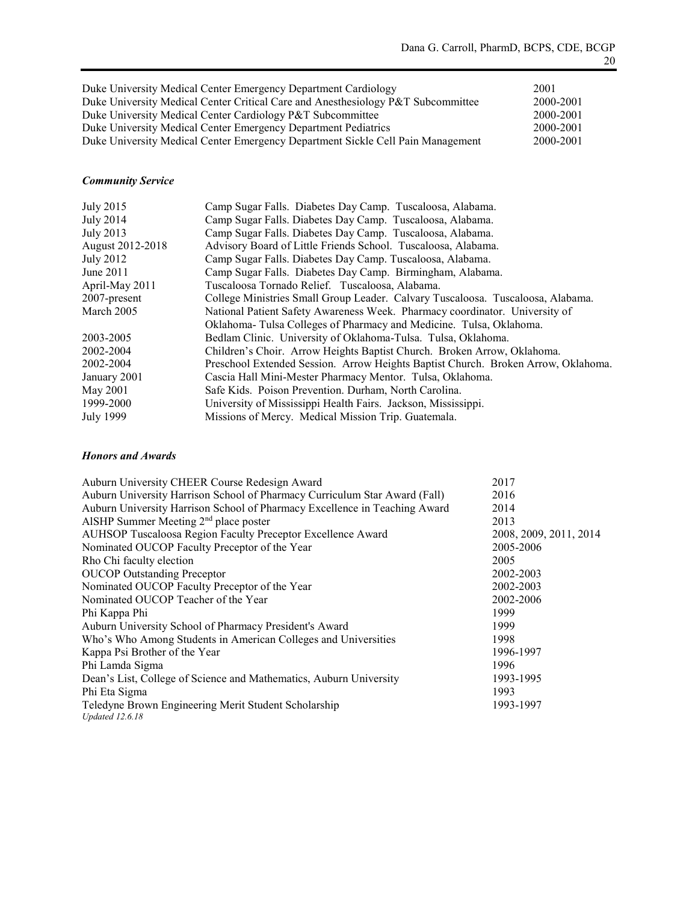| | |
|---|---|
| Duke University Medical Center Emergency Department Cardiology | 2001 |
| Duke University Medical Center Critical Care and Anesthesiology P&T Subcommittee | 2000-2001 |
| Duke University Medical Center Cardiology P&T Subcommittee | 2000-2001 |
| Duke University Medical Center Emergency Department Pediatrics | 2000-2001 |
| Duke University Medical Center Emergency Department Sickle Cell Pain Management | 2000-2001 |

### *Community Service*

| | |
|---|---|
| July 2015 | Camp Sugar Falls. Diabetes Day Camp. Tuscaloosa, Alabama. |
| July 2014 | Camp Sugar Falls. Diabetes Day Camp. Tuscaloosa, Alabama. |
| July 2013 | Camp Sugar Falls. Diabetes Day Camp. Tuscaloosa, Alabama. |
| August 2012-2018 | Advisory Board of Little Friends School. Tuscaloosa, Alabama. |
| July 2012 | Camp Sugar Falls. Diabetes Day Camp. Tuscaloosa, Alabama. |
| June 2011 | Camp Sugar Falls. Diabetes Day Camp. Birmingham, Alabama. |
| April-May 2011 | Tuscaloosa Tornado Relief. Tuscaloosa, Alabama. |
| 2007-present | College Ministries Small Group Leader. Calvary Tuscaloosa. Tuscaloosa, Alabama. |
| March 2005 | National Patient Safety Awareness Week. Pharmacy coordinator. University of Oklahoma- Tulsa Colleges of Pharmacy and Medicine. Tulsa, Oklahoma. |
| 2003-2005 | Bedlam Clinic. University of Oklahoma-Tulsa. Tulsa, Oklahoma. |
| 2002-2004 | Children's Choir. Arrow Heights Baptist Church. Broken Arrow, Oklahoma. |
| 2002-2004 | Preschool Extended Session. Arrow Heights Baptist Church. Broken Arrow, Oklahoma. |
| January 2001 | Cascia Hall Mini-Mester Pharmacy Mentor. Tulsa, Oklahoma. |
| May 2001 | Safe Kids. Poison Prevention. Durham, North Carolina. |
| 1999-2000 | University of Mississippi Health Fairs. Jackson, Mississippi. |
| July 1999 | Missions of Mercy. Medical Mission Trip. Guatemala. |

### *Honors and Awards*

| | |
|---|---|
| Auburn University CHEER Course Redesign Award | 2017 |
| Auburn University Harrison School of Pharmacy Curriculum Star Award (Fall) | 2016 |
| Auburn University Harrison School of Pharmacy Excellence in Teaching Award | 2014 |
| AlSHP Summer Meeting 2nd place poster | 2013 |
| AUHSOP Tuscaloosa Region Faculty Preceptor Excellence Award | 2008, 2009, 2011, 2014 |
| Nominated OUCOP Faculty Preceptor of the Year | 2005-2006 |
| Rho Chi faculty election | 2005 |
| OUCOP Outstanding Preceptor | 2002-2003 |
| Nominated OUCOP Faculty Preceptor of the Year | 2002-2003 |
| Nominated OUCOP Teacher of the Year | 2002-2006 |
| Phi Kappa Phi | 1999 |
| Auburn University School of Pharmacy President's Award | 1999 |
| Who's Who Among Students in American Colleges and Universities | 1998 |
| Kappa Psi Brother of the Year | 1996-1997 |
| Phi Lamda Sigma | 1996 |
| Dean's List, College of Science and Mathematics, Auburn University | 1993-1995 |
| Phi Eta Sigma | 1993 |
| Teledyne Brown Engineering Merit Student Scholarship | 1993-1997 |

*Updated 12.6.18*